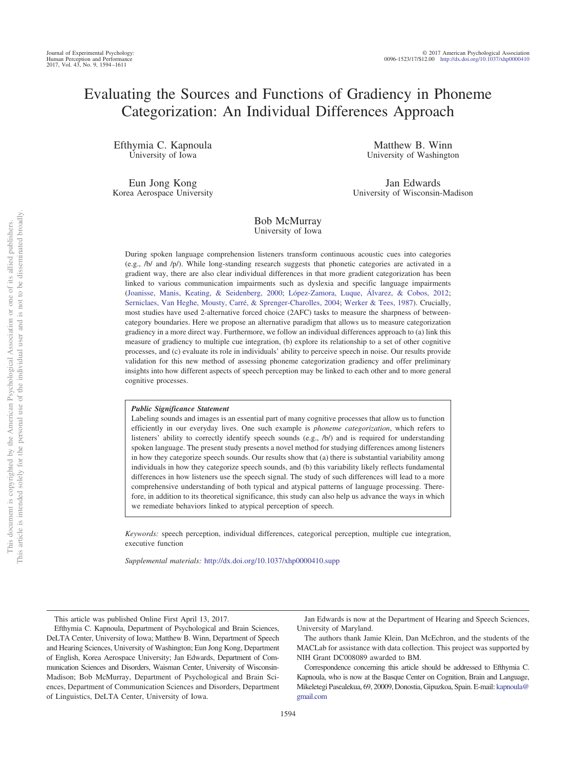# Evaluating the Sources and Functions of Gradiency in Phoneme Categorization: An Individual Differences Approach

Efthymia C. Kapnoula
University of Iowa

Matthew B. Winn
University of Washington

Eun Jong Kong
Korea Aerospace University

Jan Edwards
University of Wisconsin-Madison

Bob McMurray
University of Iowa

During spoken language comprehension listeners transform continuous acoustic cues into categories (e.g., /b/ and /p/). While long-standing research suggests that phonetic categories are activated in a gradient way, there are also clear individual differences in that more gradient categorization has been linked to various communication impairments such as dyslexia and specific language impairments (Joanisse, Manis, Keating, & Seidenberg, 2000; López-Zamora, Luque, Álvarez, & Cobos, 2012; Serniclaes, Van Heghe, Mousty, Carré, & Sprenger-Charolles, 2004; Werker & Tees, 1987). Crucially, most studies have used 2-alternative forced choice (2AFC) tasks to measure the sharpness of between-category boundaries. Here we propose an alternative paradigm that allows us to measure categorization gradiency in a more direct way. Furthermore, we follow an individual differences approach to (a) link this measure of gradiency to multiple cue integration, (b) explore its relationship to a set of other cognitive processes, and (c) evaluate its role in individuals' ability to perceive speech in noise. Our results provide validation for this new method of assessing phoneme categorization gradiency and offer preliminary insights into how different aspects of speech perception may be linked to each other and to more general cognitive processes.

***Public Significance Statement***

Labeling sounds and images is an essential part of many cognitive processes that allow us to function efficiently in our everyday lives. One such example is *phoneme categorization*, which refers to listeners' ability to correctly identify speech sounds (e.g., /b/) and is required for understanding spoken language. The present study presents a novel method for studying differences among listeners in how they categorize speech sounds. Our results show that (a) there is substantial variability among individuals in how they categorize speech sounds, and (b) this variability likely reflects fundamental differences in how listeners use the speech signal. The study of such differences will lead to a more comprehensive understanding of both typical and atypical patterns of language processing. Therefore, in addition to its theoretical significance, this study can also help us advance the ways in which we remediate behaviors linked to atypical perception of speech.

*Keywords:* speech perception, individual differences, categorical perception, multiple cue integration, executive function

*Supplemental materials:* http://dx.doi.org/10.1037/xhp0000410.supp

This article was published Online First April 13, 2017.

Efthymia C. Kapnoula, Department of Psychological and Brain Sciences, DeLTA Center, University of Iowa; Matthew B. Winn, Department of Speech and Hearing Sciences, University of Washington; Eun Jong Kong, Department of English, Korea Aerospace University; Jan Edwards, Department of Communication Sciences and Disorders, Waisman Center, University of Wisconsin-Madison; Bob McMurray, Department of Psychological and Brain Sciences, Department of Communication Sciences and Disorders, Department of Linguistics, DeLTA Center, University of Iowa.

Jan Edwards is now at the Department of Hearing and Speech Sciences, University of Maryland.

The authors thank Jamie Klein, Dan McEchron, and the students of the MACLab for assistance with data collection. This project was supported by NIH Grant DC008089 awarded to BM.

Correspondence concerning this article should be addressed to Efthymia C. Kapnoula, who is now at the Basque Center on Cognition, Brain and Language, Mikeletegi Pasealekua, 69, 20009, Donostia, Gipuzkoa, Spain. E-mail: kapnoula@gmail.com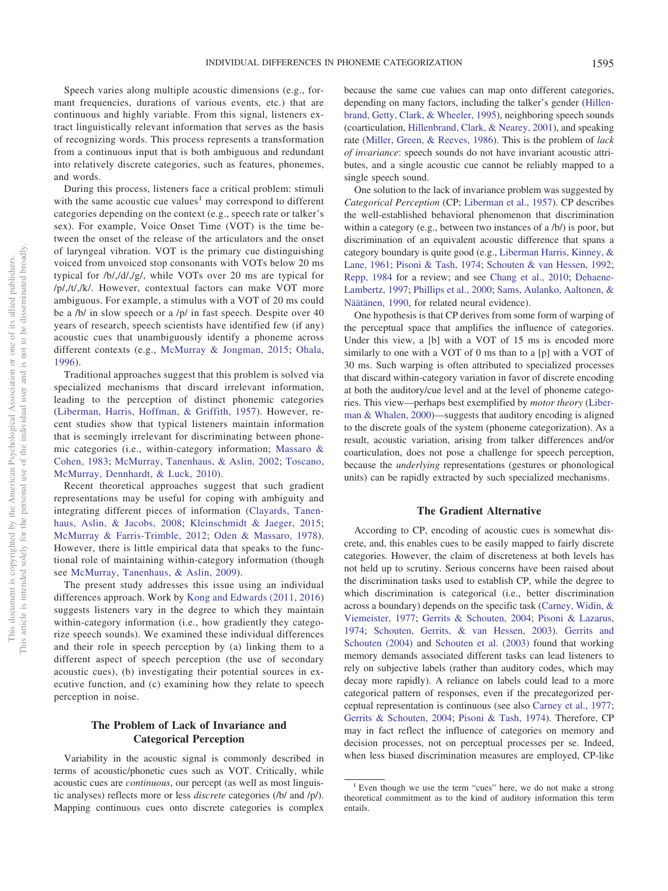Speech varies along multiple acoustic dimensions (e.g., formant frequencies, durations of various events, etc.) that are continuous and highly variable. From this signal, listeners extract linguistically relevant information that serves as the basis of recognizing words. This process represents a transformation from a continuous input that is both ambiguous and redundant into relatively discrete categories, such as features, phonemes, and words.

During this process, listeners face a critical problem: stimuli with the same acoustic cue values[1] may correspond to different categories depending on the context (e.g., speech rate or talker's sex). For example, Voice Onset Time (VOT) is the time between the onset of the release of the articulators and the onset of laryngeal vibration. VOT is the primary cue distinguishing voiced from unvoiced stop consonants with VOTs below 20 ms typical for /b/,/d/,/g/, while VOTs over 20 ms are typical for /p/,/t/,/k/. However, contextual factors can make VOT more ambiguous. For example, a stimulus with a VOT of 20 ms could be a /b/ in slow speech or a /p/ in fast speech. Despite over 40 years of research, speech scientists have identified few (if any) acoustic cues that unambiguously identify a phoneme across different contexts (e.g., McMurray & Jongman, 2015; Ohala, 1996).

Traditional approaches suggest that this problem is solved via specialized mechanisms that discard irrelevant information, leading to the perception of distinct phonemic categories (Liberman, Harris, Hoffman, & Griffith, 1957). However, recent studies show that typical listeners maintain information that is seemingly irrelevant for discriminating between phonemic categories (i.e., within-category information; Massaro & Cohen, 1983; McMurray, Tanenhaus, & Aslin, 2002; Toscano, McMurray, Dennhardt, & Luck, 2010).

Recent theoretical approaches suggest that such gradient representations may be useful for coping with ambiguity and integrating different pieces of information (Clayards, Tanenhaus, Aslin, & Jacobs, 2008; Kleinschmidt & Jaeger, 2015; McMurray & Farris-Trimble, 2012; Oden & Massaro, 1978). However, there is little empirical data that speaks to the functional role of maintaining within-category information (though see McMurray, Tanenhaus, & Aslin, 2009).

The present study addresses this issue using an individual differences approach. Work by Kong and Edwards (2011, 2016) suggests listeners vary in the degree to which they maintain within-category information (i.e., how gradiently they categorize speech sounds). We examined these individual differences and their role in speech perception by (a) linking them to a different aspect of speech perception (the use of secondary acoustic cues), (b) investigating their potential sources in executive function, and (c) examining how they relate to speech perception in noise.

## The Problem of Lack of Invariance and Categorical Perception

Variability in the acoustic signal is commonly described in terms of acoustic/phonetic cues such as VOT. Critically, while acoustic cues are *continuous*, our percept (as well as most linguistic analyses) reflects more or less *discrete* categories (/b/ and /p/). Mapping continuous cues onto discrete categories is complex because the same cue values can map onto different categories, depending on many factors, including the talker's gender (Hillenbrand, Getty, Clark, & Wheeler, 1995), neighboring speech sounds (coarticulation, Hillenbrand, Clark, & Nearey, 2001), and speaking rate (Miller, Green, & Reeves, 1986). This is the problem of *lack of invariance*: speech sounds do not have invariant acoustic attributes, and a single acoustic cue cannot be reliably mapped to a single speech sound.

One solution to the lack of invariance problem was suggested by *Categorical Perception* (CP; Liberman et al., 1957). CP describes the well-established behavioral phenomenon that discrimination within a category (e.g., between two instances of a /b/) is poor, but discrimination of an equivalent acoustic difference that spans a category boundary is quite good (e.g., Liberman Harris, Kinney, & Lane, 1961; Pisoni & Tash, 1974; Schouten & van Hessen, 1992; Repp, 1984 for a review; and see Chang et al., 2010; Dehaene-Lambertz, 1997; Phillips et al., 2000; Sams, Aulanko, Aaltonen, & Näätänen, 1990, for related neural evidence).

One hypothesis is that CP derives from some form of warping of the perceptual space that amplifies the influence of categories. Under this view, a [b] with a VOT of 15 ms is encoded more similarly to one with a VOT of 0 ms than to a [p] with a VOT of 30 ms. Such warping is often attributed to specialized processes that discard within-category variation in favor of discrete encoding at both the auditory/cue level and at the level of phoneme categories. This view—perhaps best exemplified by *motor theory* (Liberman & Whalen, 2000)—suggests that auditory encoding is aligned to the discrete goals of the system (phoneme categorization). As a result, acoustic variation, arising from talker differences and/or coarticulation, does not pose a challenge for speech perception, because the *underlying* representations (gestures or phonological units) can be rapidly extracted by such specialized mechanisms.

## The Gradient Alternative

According to CP, encoding of acoustic cues is somewhat discrete, and, this enables cues to be easily mapped to fairly discrete categories. However, the claim of discreteness at both levels has not held up to scrutiny. Serious concerns have been raised about the discrimination tasks used to establish CP, while the degree to which discrimination is categorical (i.e., better discrimination across a boundary) depends on the specific task (Carney, Widin, & Viemeister, 1977; Gerrits & Schouten, 2004; Pisoni & Lazarus, 1974; Schouten, Gerrits, & van Hessen, 2003). Gerrits and Schouten (2004) and Schouten et al. (2003) found that working memory demands associated different tasks can lead listeners to rely on subjective labels (rather than auditory codes, which may decay more rapidly). A reliance on labels could lead to a more categorical pattern of responses, even if the precategorized perceptual representation is continuous (see also Carney et al., 1977; Gerrits & Schouten, 2004; Pisoni & Tash, 1974). Therefore, CP may in fact reflect the influence of categories on memory and decision processes, not on perceptual processes per se. Indeed, when less biased discrimination measures are employed, CP-like

[1] Even though we use the term "cues" here, we do not make a strong theoretical commitment as to the kind of auditory information this term entails.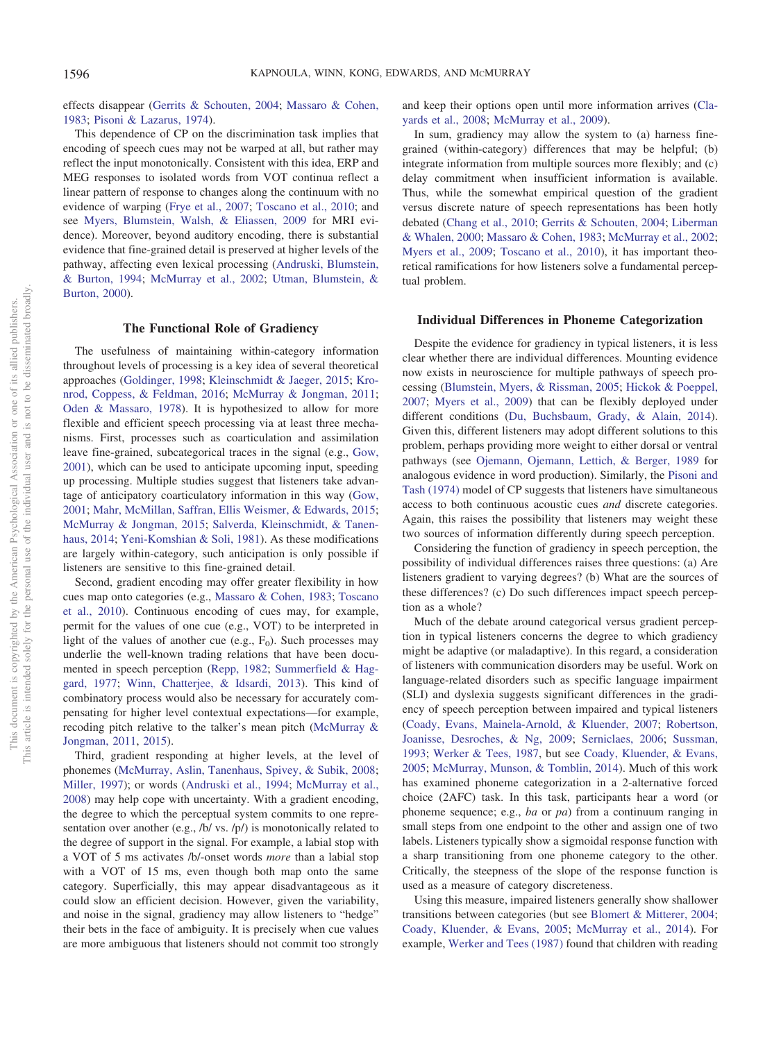effects disappear (Gerrits & Schouten, 2004; Massaro & Cohen, 1983; Pisoni & Lazarus, 1974).

This dependence of CP on the discrimination task implies that encoding of speech cues may not be warped at all, but rather may reflect the input monotonically. Consistent with this idea, ERP and MEG responses to isolated words from VOT continua reflect a linear pattern of response to changes along the continuum with no evidence of warping (Frye et al., 2007; Toscano et al., 2010; and see Myers, Blumstein, Walsh, & Eliassen, 2009 for MRI evidence). Moreover, beyond auditory encoding, there is substantial evidence that fine-grained detail is preserved at higher levels of the pathway, affecting even lexical processing (Andruski, Blumstein, & Burton, 1994; McMurray et al., 2002; Utman, Blumstein, & Burton, 2000).

## The Functional Role of Gradiency

The usefulness of maintaining within-category information throughout levels of processing is a key idea of several theoretical approaches (Goldinger, 1998; Kleinschmidt & Jaeger, 2015; Kronrod, Coppess, & Feldman, 2016; McMurray & Jongman, 2011; Oden & Massaro, 1978). It is hypothesized to allow for more flexible and efficient speech processing via at least three mechanisms. First, processes such as coarticulation and assimilation leave fine-grained, subcategorical traces in the signal (e.g., Gow, 2001), which can be used to anticipate upcoming input, speeding up processing. Multiple studies suggest that listeners take advantage of anticipatory coarticulatory information in this way (Gow, 2001; Mahr, McMillan, Saffran, Ellis Weismer, & Edwards, 2015; McMurray & Jongman, 2015; Salverda, Kleinschmidt, & Tanenhaus, 2014; Yeni-Komshian & Soli, 1981). As these modifications are largely within-category, such anticipation is only possible if listeners are sensitive to this fine-grained detail.

Second, gradient encoding may offer greater flexibility in how cues map onto categories (e.g., Massaro & Cohen, 1983; Toscano et al., 2010). Continuous encoding of cues may, for example, permit for the values of one cue (e.g., VOT) to be interpreted in light of the values of another cue (e.g., $F_0$). Such processes may underlie the well-known trading relations that have been documented in speech perception (Repp, 1982; Summerfield & Haggard, 1977; Winn, Chatterjee, & Idsardi, 2013). This kind of combinatory process would also be necessary for accurately compensating for higher level contextual expectations—for example, recoding pitch relative to the talker's mean pitch (McMurray & Jongman, 2011, 2015).

Third, gradient responding at higher levels, at the level of phonemes (McMurray, Aslin, Tanenhaus, Spivey, & Subik, 2008; Miller, 1997); or words (Andruski et al., 1994; McMurray et al., 2008) may help cope with uncertainty. With a gradient encoding, the degree to which the perceptual system commits to one representation over another (e.g., /b/ vs. /p/) is monotonically related to the degree of support in the signal. For example, a labial stop with a VOT of 5 ms activates /b/-onset words *more* than a labial stop with a VOT of 15 ms, even though both map onto the same category. Superficially, this may appear disadvantageous as it could slow an efficient decision. However, given the variability, and noise in the signal, gradiency may allow listeners to "hedge" their bets in the face of ambiguity. It is precisely when cue values are more ambiguous that listeners should not commit too strongly and keep their options open until more information arrives (Clayards et al., 2008; McMurray et al., 2009).

In sum, gradiency may allow the system to (a) harness fine-grained (within-category) differences that may be helpful; (b) integrate information from multiple sources more flexibly; and (c) delay commitment when insufficient information is available. Thus, while the somewhat empirical question of the gradient versus discrete nature of speech representations has been hotly debated (Chang et al., 2010; Gerrits & Schouten, 2004; Liberman & Whalen, 2000; Massaro & Cohen, 1983; McMurray et al., 2002; Myers et al., 2009; Toscano et al., 2010), it has important theoretical ramifications for how listeners solve a fundamental perceptual problem.

## Individual Differences in Phoneme Categorization

Despite the evidence for gradiency in typical listeners, it is less clear whether there are individual differences. Mounting evidence now exists in neuroscience for multiple pathways of speech processing (Blumstein, Myers, & Rissman, 2005; Hickok & Poeppel, 2007; Myers et al., 2009) that can be flexibly deployed under different conditions (Du, Buchsbaum, Grady, & Alain, 2014). Given this, different listeners may adopt different solutions to this problem, perhaps providing more weight to either dorsal or ventral pathways (see Ojemann, Ojemann, Lettich, & Berger, 1989 for analogous evidence in word production). Similarly, the Pisoni and Tash (1974) model of CP suggests that listeners have simultaneous access to both continuous acoustic cues *and* discrete categories. Again, this raises the possibility that listeners may weight these two sources of information differently during speech perception.

Considering the function of gradiency in speech perception, the possibility of individual differences raises three questions: (a) Are listeners gradient to varying degrees? (b) What are the sources of these differences? (c) Do such differences impact speech perception as a whole?

Much of the debate around categorical versus gradient perception in typical listeners concerns the degree to which gradiency might be adaptive (or maladaptive). In this regard, a consideration of listeners with communication disorders may be useful. Work on language-related disorders such as specific language impairment (SLI) and dyslexia suggests significant differences in the gradiency of speech perception between impaired and typical listeners (Coady, Evans, Mainela-Arnold, & Kluender, 2007; Robertson, Joanisse, Desroches, & Ng, 2009; Serniclaes, 2006; Sussman, 1993; Werker & Tees, 1987, but see Coady, Kluender, & Evans, 2005; McMurray, Munson, & Tomblin, 2014). Much of this work has examined phoneme categorization in a 2-alternative forced choice (2AFC) task. In this task, participants hear a word (or phoneme sequence; e.g., *ba* or *pa*) from a continuum ranging in small steps from one endpoint to the other and assign one of two labels. Listeners typically show a sigmoidal response function with a sharp transitioning from one phoneme category to the other. Critically, the steepness of the slope of the response function is used as a measure of category discreteness.

Using this measure, impaired listeners generally show shallower transitions between categories (but see Blomert & Mitterer, 2004; Coady, Kluender, & Evans, 2005; McMurray et al., 2014). For example, Werker and Tees (1987) found that children with reading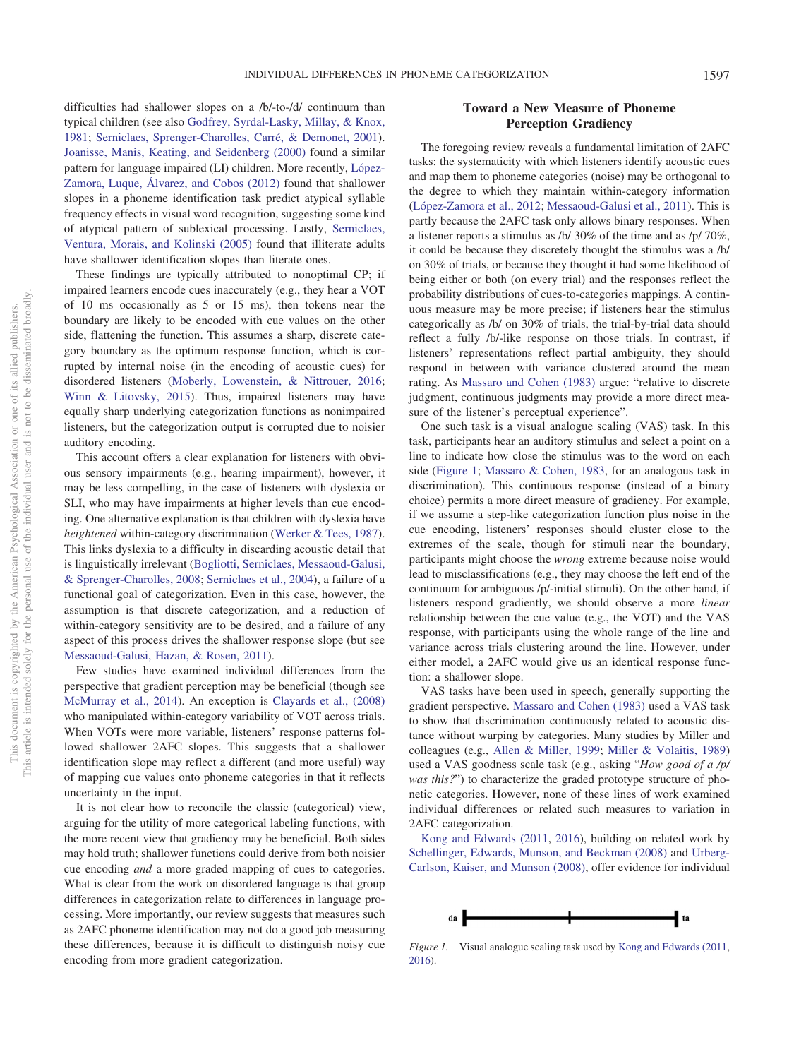difficulties had shallower slopes on a /b/-to-/d/ continuum than typical children (see also Godfrey, Syrdal-Lasky, Millay, & Knox, 1981; Serniclaes, Sprenger-Charolles, Carré, & Demonet, 2001). Joanisse, Manis, Keating, and Seidenberg (2000) found a similar pattern for language impaired (LI) children. More recently, López-Zamora, Luque, Álvarez, and Cobos (2012) found that shallower slopes in a phoneme identification task predict atypical syllable frequency effects in visual word recognition, suggesting some kind of atypical pattern of sublexical processing. Lastly, Serniclaes, Ventura, Morais, and Kolinski (2005) found that illiterate adults have shallower identification slopes than literate ones.

These findings are typically attributed to nonoptimal CP; if impaired learners encode cues inaccurately (e.g., they hear a VOT of 10 ms occasionally as 5 or 15 ms), then tokens near the boundary are likely to be encoded with cue values on the other side, flattening the function. This assumes a sharp, discrete category boundary as the optimum response function, which is corrupted by internal noise (in the encoding of acoustic cues) for disordered listeners (Moberly, Lowenstein, & Nittrouer, 2016; Winn & Litovsky, 2015). Thus, impaired listeners may have equally sharp underlying categorization functions as nonimpaired listeners, but the categorization output is corrupted due to noisier auditory encoding.

This account offers a clear explanation for listeners with obvious sensory impairments (e.g., hearing impairment), however, it may be less compelling, in the case of listeners with dyslexia or SLI, who may have impairments at higher levels than cue encoding. One alternative explanation is that children with dyslexia have *heightened* within-category discrimination (Werker & Tees, 1987). This links dyslexia to a difficulty in discarding acoustic detail that is linguistically irrelevant (Bogliotti, Serniclaes, Messaoud-Galusi, & Sprenger-Charolles, 2008; Serniclaes et al., 2004), a failure of a functional goal of categorization. Even in this case, however, the assumption is that discrete categorization, and a reduction of within-category sensitivity are to be desired, and a failure of any aspect of this process drives the shallower response slope (but see Messaoud-Galusi, Hazan, & Rosen, 2011).

Few studies have examined individual differences from the perspective that gradient perception may be beneficial (though see McMurray et al., 2014). An exception is Clayards et al., (2008) who manipulated within-category variability of VOT across trials. When VOTs were more variable, listeners' response patterns followed shallower 2AFC slopes. This suggests that a shallower identification slope may reflect a different (and more useful) way of mapping cue values onto phoneme categories in that it reflects uncertainty in the input.

It is not clear how to reconcile the classic (categorical) view, arguing for the utility of more categorical labeling functions, with the more recent view that gradiency may be beneficial. Both sides may hold truth; shallower functions could derive from both noisier cue encoding *and* a more graded mapping of cues to categories. What is clear from the work on disordered language is that group differences in categorization relate to differences in language processing. More importantly, our review suggests that measures such as 2AFC phoneme identification may not do a good job measuring these differences, because it is difficult to distinguish noisy cue encoding from more gradient categorization.

## Toward a New Measure of Phoneme Perception Gradiency

The foregoing review reveals a fundamental limitation of 2AFC tasks: the systematicity with which listeners identify acoustic cues and map them to phoneme categories (noise) may be orthogonal to the degree to which they maintain within-category information (López-Zamora et al., 2012; Messaoud-Galusi et al., 2011). This is partly because the 2AFC task only allows binary responses. When a listener reports a stimulus as /b/ 30% of the time and as /p/ 70%, it could be because they discretely thought the stimulus was a /b/ on 30% of trials, or because they thought it had some likelihood of being either or both (on every trial) and the responses reflect the probability distributions of cues-to-categories mappings. A continuous measure may be more precise; if listeners hear the stimulus categorically as /b/ on 30% of trials, the trial-by-trial data should reflect a fully /b/-like response on those trials. In contrast, if listeners' representations reflect partial ambiguity, they should respond in between with variance clustered around the mean rating. As Massaro and Cohen (1983) argue: "relative to discrete judgment, continuous judgments may provide a more direct measure of the listener's perceptual experience".

One such task is a visual analogue scaling (VAS) task. In this task, participants hear an auditory stimulus and select a point on a line to indicate how close the stimulus was to the word on each side (Figure 1; Massaro & Cohen, 1983, for an analogous task in discrimination). This continuous response (instead of a binary choice) permits a more direct measure of gradiency. For example, if we assume a step-like categorization function plus noise in the cue encoding, listeners' responses should cluster close to the extremes of the scale, though for stimuli near the boundary, participants might choose the *wrong* extreme because noise would lead to misclassifications (e.g., they may choose the left end of the continuum for ambiguous /p/-initial stimuli). On the other hand, if listeners respond gradiently, we should observe a more *linear* relationship between the cue value (e.g., the VOT) and the VAS response, with participants using the whole range of the line and variance across trials clustering around the line. However, under either model, a 2AFC would give us an identical response function: a shallower slope.

VAS tasks have been used in speech, generally supporting the gradient perspective. Massaro and Cohen (1983) used a VAS task to show that discrimination continuously related to acoustic distance without warping by categories. Many studies by Miller and colleagues (e.g., Allen & Miller, 1999; Miller & Volaitis, 1989) used a VAS goodness scale task (e.g., asking "*How good of a /p/ was this?*") to characterize the graded prototype structure of phonetic categories. However, none of these lines of work examined individual differences or related such measures to variation in 2AFC categorization.

Kong and Edwards (2011, 2016), building on related work by Schellinger, Edwards, Munson, and Beckman (2008) and Urberg-Carlson, Kaiser, and Munson (2008), offer evidence for individual

da ⊢———————+———————⊣ ta

*Figure 1.* Visual analogue scaling task used by Kong and Edwards (2011, 2016).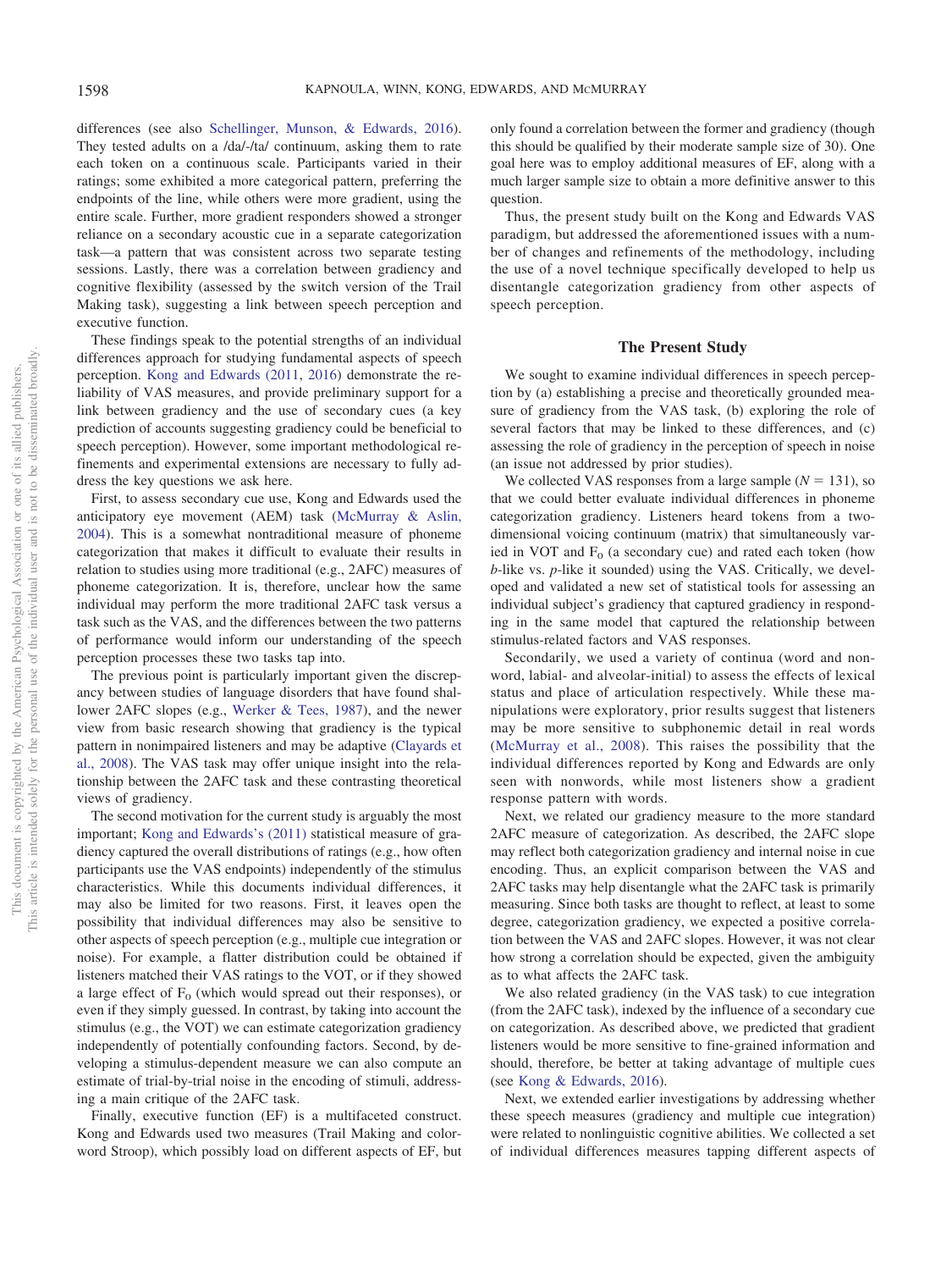differences (see also Schellinger, Munson, & Edwards, 2016). They tested adults on a /da/-/ta/ continuum, asking them to rate each token on a continuous scale. Participants varied in their ratings; some exhibited a more categorical pattern, preferring the endpoints of the line, while others were more gradient, using the entire scale. Further, more gradient responders showed a stronger reliance on a secondary acoustic cue in a separate categorization task—a pattern that was consistent across two separate testing sessions. Lastly, there was a correlation between gradiency and cognitive flexibility (assessed by the switch version of the Trail Making task), suggesting a link between speech perception and executive function.

These findings speak to the potential strengths of an individual differences approach for studying fundamental aspects of speech perception. Kong and Edwards (2011, 2016) demonstrate the reliability of VAS measures, and provide preliminary support for a link between gradiency and the use of secondary cues (a key prediction of accounts suggesting gradiency could be beneficial to speech perception). However, some important methodological refinements and experimental extensions are necessary to fully address the key questions we ask here.

First, to assess secondary cue use, Kong and Edwards used the anticipatory eye movement (AEM) task (McMurray & Aslin, 2004). This is a somewhat nontraditional measure of phoneme categorization that makes it difficult to evaluate their results in relation to studies using more traditional (e.g., 2AFC) measures of phoneme categorization. It is, therefore, unclear how the same individual may perform the more traditional 2AFC task versus a task such as the VAS, and the differences between the two patterns of performance would inform our understanding of the speech perception processes these two tasks tap into.

The previous point is particularly important given the discrepancy between studies of language disorders that have found shallower 2AFC slopes (e.g., Werker & Tees, 1987), and the newer view from basic research showing that gradiency is the typical pattern in nonimpaired listeners and may be adaptive (Clayards et al., 2008). The VAS task may offer unique insight into the relationship between the 2AFC task and these contrasting theoretical views of gradiency.

The second motivation for the current study is arguably the most important; Kong and Edwards's (2011) statistical measure of gradiency captured the overall distributions of ratings (e.g., how often participants use the VAS endpoints) independently of the stimulus characteristics. While this documents individual differences, it may also be limited for two reasons. First, it leaves open the possibility that individual differences may also be sensitive to other aspects of speech perception (e.g., multiple cue integration or noise). For example, a flatter distribution could be obtained if listeners matched their VAS ratings to the VOT, or if they showed a large effect of $F_0$ (which would spread out their responses), or even if they simply guessed. In contrast, by taking into account the stimulus (e.g., the VOT) we can estimate categorization gradiency independently of potentially confounding factors. Second, by developing a stimulus-dependent measure we can also compute an estimate of trial-by-trial noise in the encoding of stimuli, addressing a main critique of the 2AFC task.

Finally, executive function (EF) is a multifaceted construct. Kong and Edwards used two measures (Trail Making and color-word Stroop), which possibly load on different aspects of EF, but only found a correlation between the former and gradiency (though this should be qualified by their moderate sample size of 30). One goal here was to employ additional measures of EF, along with a much larger sample size to obtain a more definitive answer to this question.

Thus, the present study built on the Kong and Edwards VAS paradigm, but addressed the aforementioned issues with a number of changes and refinements of the methodology, including the use of a novel technique specifically developed to help us disentangle categorization gradiency from other aspects of speech perception.

## The Present Study

We sought to examine individual differences in speech perception by (a) establishing a precise and theoretically grounded measure of gradiency from the VAS task, (b) exploring the role of several factors that may be linked to these differences, and (c) assessing the role of gradiency in the perception of speech in noise (an issue not addressed by prior studies).

We collected VAS responses from a large sample ($N = 131$), so that we could better evaluate individual differences in phoneme categorization gradiency. Listeners heard tokens from a two-dimensional voicing continuum (matrix) that simultaneously varied in VOT and $F_0$ (a secondary cue) and rated each token (how *b*-like vs. *p*-like it sounded) using the VAS. Critically, we developed and validated a new set of statistical tools for assessing an individual subject's gradiency that captured gradiency in responding in the same model that captured the relationship between stimulus-related factors and VAS responses.

Secondarily, we used a variety of continua (word and nonword, labial- and alveolar-initial) to assess the effects of lexical status and place of articulation respectively. While these manipulations were exploratory, prior results suggest that listeners may be more sensitive to subphonemic detail in real words (McMurray et al., 2008). This raises the possibility that the individual differences reported by Kong and Edwards are only seen with nonwords, while most listeners show a gradient response pattern with words.

Next, we related our gradiency measure to the more standard 2AFC measure of categorization. As described, the 2AFC slope may reflect both categorization gradiency and internal noise in cue encoding. Thus, an explicit comparison between the VAS and 2AFC tasks may help disentangle what the 2AFC task is primarily measuring. Since both tasks are thought to reflect, at least to some degree, categorization gradiency, we expected a positive correlation between the VAS and 2AFC slopes. However, it was not clear how strong a correlation should be expected, given the ambiguity as to what affects the 2AFC task.

We also related gradiency (in the VAS task) to cue integration (from the 2AFC task), indexed by the influence of a secondary cue on categorization. As described above, we predicted that gradient listeners would be more sensitive to fine-grained information and should, therefore, be better at taking advantage of multiple cues (see Kong & Edwards, 2016).

Next, we extended earlier investigations by addressing whether these speech measures (gradiency and multiple cue integration) were related to nonlinguistic cognitive abilities. We collected a set of individual differences measures tapping different aspects of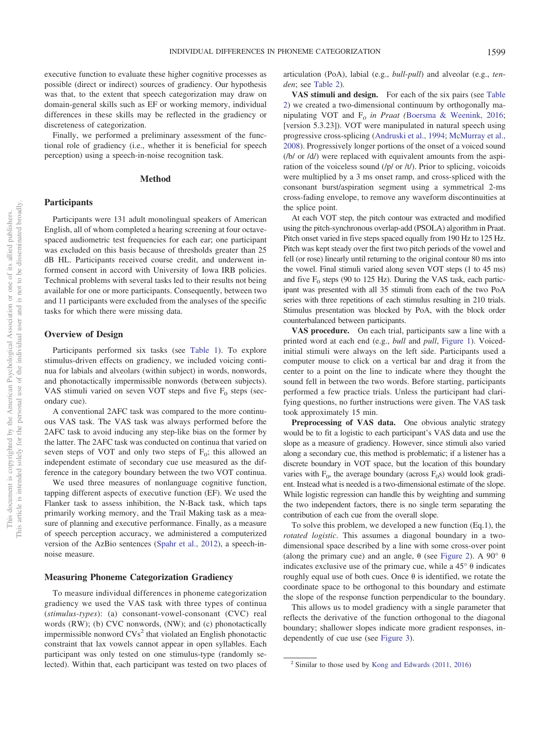executive function to evaluate these higher cognitive processes as possible (direct or indirect) sources of gradiency. Our hypothesis was that, to the extent that speech categorization may draw on domain-general skills such as EF or working memory, individual differences in these skills may be reflected in the gradiency or discreteness of categorization.

Finally, we performed a preliminary assessment of the functional role of gradiency (i.e., whether it is beneficial for speech perception) using a speech-in-noise recognition task.

## Method

### Participants

Participants were 131 adult monolingual speakers of American English, all of whom completed a hearing screening at four octave-spaced audiometric test frequencies for each ear; one participant was excluded on this basis because of thresholds greater than 25 dB HL. Participants received course credit, and underwent informed consent in accord with University of Iowa IRB policies. Technical problems with several tasks led to their results not being available for one or more participants. Consequently, between two and 11 participants were excluded from the analyses of the specific tasks for which there were missing data.

### Overview of Design

Participants performed six tasks (see Table 1). To explore stimulus-driven effects on gradiency, we included voicing continua for labials and alveolars (within subject) in words, nonwords, and phonotactically impermissible nonwords (between subjects). VAS stimuli varied on seven VOT steps and five $F_0$ steps (secondary cue).

A conventional 2AFC task was compared to the more continuous VAS task. The VAS task was always performed before the 2AFC task to avoid inducing any step-like bias on the former by the latter. The 2AFC task was conducted on continua that varied on seven steps of VOT and only two steps of $F_0$; this allowed an independent estimate of secondary cue use measured as the difference in the category boundary between the two VOT continua.

We used three measures of nonlanguage cognitive function, tapping different aspects of executive function (EF). We used the Flanker task to assess inhibition, the N-Back task, which taps primarily working memory, and the Trail Making task as a measure of planning and executive performance. Finally, as a measure of speech perception accuracy, we administered a computerized version of the AzBio sentences (Spahr et al., 2012), a speech-in-noise measure.

### Measuring Phoneme Categorization Gradiency

To measure individual differences in phoneme categorization gradiency we used the VAS task with three types of continua (*stimulus-types*): (a) consonant-vowel-consonant (CVC) real words (RW); (b) CVC nonwords, (NW); and (c) phonotactically impermissible nonword CVs[2] that violated an English phonotactic constraint that lax vowels cannot appear in open syllables. Each participant was only tested on one stimulus-type (randomly selected). Within that, each participant was tested on two places of articulation (PoA), labial (e.g., *bull-pull*) and alveolar (e.g., *ten-den*; see Table 2).

**VAS stimuli and design.** For each of the six pairs (see Table 2) we created a two-dimensional continuum by orthogonally manipulating VOT and $F_o$ *in Praat (*Boersma & Weenink, 2016; [version 5.3.23]). VOT were manipulated in natural speech using progressive cross-splicing (Andruski et al., 1994; McMurray et al., 2008). Progressively longer portions of the onset of a voiced sound (/b/ or /d/) were replaced with equivalent amounts from the aspiration of the voiceless sound (/p/ or /t/). Prior to splicing, voicoids were multiplied by a 3 ms onset ramp, and cross-spliced with the consonant burst/aspiration segment using a symmetrical 2-ms cross-fading envelope, to remove any waveform discontinuities at the splice point.

At each VOT step, the pitch contour was extracted and modified using the pitch-synchronous overlap-add (PSOLA) algorithm in Praat. Pitch onset varied in five steps spaced equally from 190 Hz to 125 Hz. Pitch was kept steady over the first two pitch periods of the vowel and fell (or rose) linearly until returning to the original contour 80 ms into the vowel. Final stimuli varied along seven VOT steps (1 to 45 ms) and five $F_0$ steps (90 to 125 Hz). During the VAS task, each participant was presented with all 35 stimuli from each of the two PoA series with three repetitions of each stimulus resulting in 210 trials. Stimulus presentation was blocked by PoA, with the block order counterbalanced between participants.

**VAS procedure.** On each trial, participants saw a line with a printed word at each end (e.g., *bull* and *pull*, Figure 1). Voiced-initial stimuli were always on the left side. Participants used a computer mouse to click on a vertical bar and drag it from the center to a point on the line to indicate where they thought the sound fell in between the two words. Before starting, participants performed a few practice trials. Unless the participant had clarifying questions, no further instructions were given. The VAS task took approximately 15 min.

**Preprocessing of VAS data.** One obvious analytic strategy would be to fit a logistic to each participant's VAS data and use the slope as a measure of gradiency. However, since stimuli also varied along a secondary cue, this method is problematic; if a listener has a discrete boundary in VOT space, but the location of this boundary varies with $F_0$, the average boundary (across $F_0$s) would look gradient. Instead what is needed is a two-dimensional estimate of the slope. While logistic regression can handle this by weighting and summing the two independent factors, there is no single term separating the contribution of each cue from the overall slope.

To solve this problem, we developed a new function (Eq.1), the *rotated logistic*. This assumes a diagonal boundary in a two-dimensional space described by a line with some cross-over point (along the primary cue) and an angle, θ (see Figure 2). A 90° θ indicates exclusive use of the primary cue, while a 45° θ indicates roughly equal use of both cues. Once θ is identified, we rotate the coordinate space to be orthogonal to this boundary and estimate the slope of the response function perpendicular to the boundary.

This allows us to model gradiency with a single parameter that reflects the derivative of the function orthogonal to the diagonal boundary; shallower slopes indicate more gradient responses, independently of cue use (see Figure 3).

[2] Similar to those used by Kong and Edwards (2011, 2016)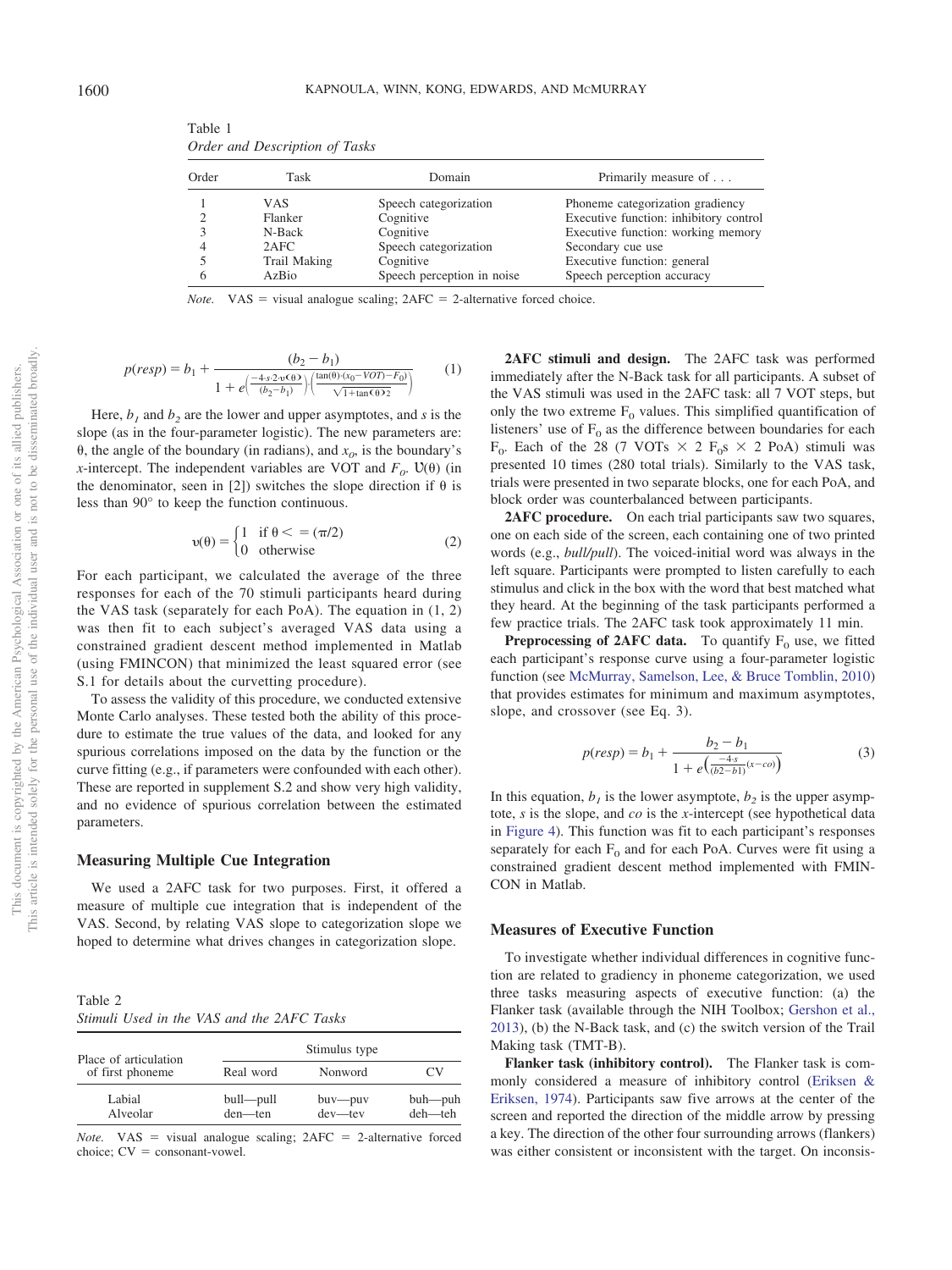Table 1
*Order and Description of Tasks*

| Order | Task | Domain | Primarily measure of . . . |
|---|---|---|---|
| 1 | VAS | Speech categorization | Phoneme categorization gradiency |
| 2 | Flanker | Cognitive | Executive function: inhibitory control |
| 3 | N-Back | Cognitive | Executive function: working memory |
| 4 | 2AFC | Speech categorization | Secondary cue use |
| 5 | Trail Making | Cognitive | Executive function: general |
| 6 | AzBio | Speech perception in noise | Speech perception accuracy |

*Note.* VAS = visual analogue scaling; 2AFC = 2-alternative forced choice.

$$p(resp) = b_1 + \frac{(b_2 - b_1)}{1 + e^{\left(\frac{-4 \cdot s \cdot 2 \cdot \upsilon(\theta)}{(b_2 - b_1)}\right) \cdot \left(\frac{\tan(\theta) \cdot (x_0 - VOT) - F_0}{\sqrt{1 + \tan(\theta)2}}\right)}} \tag{1}$$

Here, $b_1$ and $b_2$ are the lower and upper asymptotes, and $s$ is the slope (as in the four-parameter logistic). The new parameters are: θ, the angle of the boundary (in radians), and $x_o$, is the boundary's *x*-intercept. The independent variables are VOT and $F_o$. $\upsilon(\theta)$ (in the denominator, seen in [2]) switches the slope direction if θ is less than 90° to keep the function continuous.

$$\upsilon(\theta) = \begin{cases} 1 & \text{if } \theta <= (\pi/2) \\ 0 & \text{otherwise} \end{cases} \tag{2}$$

For each participant, we calculated the average of the three responses for each of the 70 stimuli participants heard during the VAS task (separately for each PoA). The equation in (1, 2) was then fit to each subject's averaged VAS data using a constrained gradient descent method implemented in Matlab (using FMINCON) that minimized the least squared error (see S.1 for details about the curvetting procedure).

To assess the validity of this procedure, we conducted extensive Monte Carlo analyses. These tested both the ability of this procedure to estimate the true values of the data, and looked for any spurious correlations imposed on the data by the function or the curve fitting (e.g., if parameters were confounded with each other). These are reported in supplement S.2 and show very high validity, and no evidence of spurious correlation between the estimated parameters.

## Measuring Multiple Cue Integration

We used a 2AFC task for two purposes. First, it offered a measure of multiple cue integration that is independent of the VAS. Second, by relating VAS slope to categorization slope we hoped to determine what drives changes in categorization slope.

Table 2
*Stimuli Used in the VAS and the 2AFC Tasks*

| Place of articulation of first phoneme | Stimulus type | | |
|---|---|---|---|
| | Real word | Nonword | CV |
| Labial | bull—pull | buv—puv | buh—puh |
| Alveolar | den—ten | dev—tev | deh—teh |

*Note.* VAS = visual analogue scaling; 2AFC = 2-alternative forced choice; CV = consonant-vowel.

**2AFC stimuli and design.** The 2AFC task was performed immediately after the N-Back task for all participants. A subset of the VAS stimuli was used in the 2AFC task: all 7 VOT steps, but only the two extreme $F_0$ values. This simplified quantification of listeners' use of $F_0$ as the difference between boundaries for each $F_0$. Each of the 28 (7 VOTs × 2 $F_0$s × 2 PoA) stimuli was presented 10 times (280 total trials). Similarly to the VAS task, trials were presented in two separate blocks, one for each PoA, and block order was counterbalanced between participants.

**2AFC procedure.** On each trial participants saw two squares, one on each side of the screen, each containing one of two printed words (e.g., *bull/pull*). The voiced-initial word was always in the left square. Participants were prompted to listen carefully to each stimulus and click in the box with the word that best matched what they heard. At the beginning of the task participants performed a few practice trials. The 2AFC task took approximately 11 min.

**Preprocessing of 2AFC data.** To quantify $F_0$ use, we fitted each participant's response curve using a four-parameter logistic function (see McMurray, Samelson, Lee, & Bruce Tomblin, 2010) that provides estimates for minimum and maximum asymptotes, slope, and crossover (see Eq. 3).

$$p(resp) = b_1 + \frac{b_2 - b_1}{1 + e^{\left(\frac{-4 \cdot s}{(b2 - b1)}(x - co)\right)}} \tag{3}$$

In this equation, $b_1$ is the lower asymptote, $b_2$ is the upper asymptote, $s$ is the slope, and $co$ is the *x*-intercept (see hypothetical data in Figure 4). This function was fit to each participant's responses separately for each $F_0$ and for each PoA. Curves were fit using a constrained gradient descent method implemented with FMINCON in Matlab.

## Measures of Executive Function

To investigate whether individual differences in cognitive function are related to gradiency in phoneme categorization, we used three tasks measuring aspects of executive function: (a) the Flanker task (available through the NIH Toolbox; Gershon et al., 2013), (b) the N-Back task, and (c) the switch version of the Trail Making task (TMT-B).

**Flanker task (inhibitory control).** The Flanker task is commonly considered a measure of inhibitory control (Eriksen & Eriksen, 1974). Participants saw five arrows at the center of the screen and reported the direction of the middle arrow by pressing a key. The direction of the other four surrounding arrows (flankers) was either consistent or inconsistent with the target. On inconsis-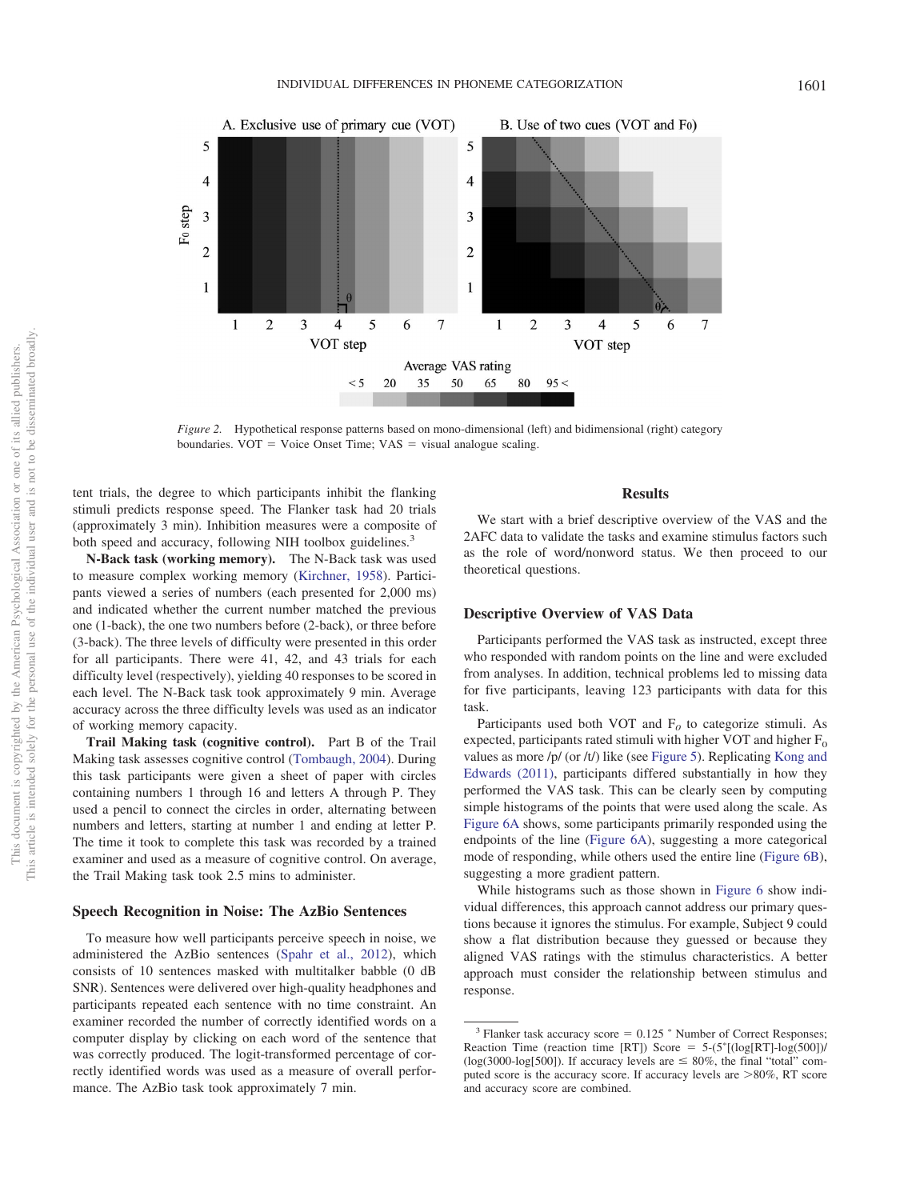Figure 2. Hypothetical response patterns based on mono-dimensional (left) and bidimensional (right) category boundaries. VOT = Voice Onset Time; VAS = visual analogue scaling.

tent trials, the degree to which participants inhibit the flanking stimuli predicts response speed. The Flanker task had 20 trials (approximately 3 min). Inhibition measures were a composite of both speed and accuracy, following NIH toolbox guidelines.[3]

**N-Back task (working memory).** The N-Back task was used to measure complex working memory (Kirchner, 1958). Participants viewed a series of numbers (each presented for 2,000 ms) and indicated whether the current number matched the previous one (1-back), the one two numbers before (2-back), or three before (3-back). The three levels of difficulty were presented in this order for all participants. There were 41, 42, and 43 trials for each difficulty level (respectively), yielding 40 responses to be scored in each level. The N-Back task took approximately 9 min. Average accuracy across the three difficulty levels was used as an indicator of working memory capacity.

**Trail Making task (cognitive control).** Part B of the Trail Making task assesses cognitive control (Tombaugh, 2004). During this task participants were given a sheet of paper with circles containing numbers 1 through 16 and letters A through P. They used a pencil to connect the circles in order, alternating between numbers and letters, starting at number 1 and ending at letter P. The time it took to complete this task was recorded by a trained examiner and used as a measure of cognitive control. On average, the Trail Making task took 2.5 mins to administer.

### Speech Recognition in Noise: The AzBio Sentences

To measure how well participants perceive speech in noise, we administered the AzBio sentences (Spahr et al., 2012), which consists of 10 sentences masked with multitalker babble (0 dB SNR). Sentences were delivered over high-quality headphones and participants repeated each sentence with no time constraint. An examiner recorded the number of correctly identified words on a computer display by clicking on each word of the sentence that was correctly produced. The logit-transformed percentage of correctly identified words was used as a measure of overall performance. The AzBio task took approximately 7 min.

## Results

We start with a brief descriptive overview of the VAS and the 2AFC data to validate the tasks and examine stimulus factors such as the role of word/nonword status. We then proceed to our theoretical questions.

### Descriptive Overview of VAS Data

Participants performed the VAS task as instructed, except three who responded with random points on the line and were excluded from analyses. In addition, technical problems led to missing data for five participants, leaving 123 participants with data for this task.

Participants used both VOT and $F_0$ to categorize stimuli. As expected, participants rated stimuli with higher VOT and higher $F_0$ values as more /p/ (or /t/) like (see Figure 5). Replicating Kong and Edwards (2011), participants differed substantially in how they performed the VAS task. This can be clearly seen by computing simple histograms of the points that were used along the scale. As Figure 6A shows, some participants primarily responded using the endpoints of the line (Figure 6A), suggesting a more categorical mode of responding, while others used the entire line (Figure 6B), suggesting a more gradient pattern.

While histograms such as those shown in Figure 6 show individual differences, this approach cannot address our primary questions because it ignores the stimulus. For example, Subject 9 could show a flat distribution because they guessed or because they aligned VAS ratings with the stimulus characteristics. A better approach must consider the relationship between stimulus and response.

---

[3] Flanker task accuracy score = 0.125 * Number of Correct Responses; Reaction Time (reaction time [RT]) Score = 5-(5*[(log[RT]-log(500)]/(log(3000-log[500]). If accuracy levels are ≤ 80%, the final "total" computed score is the accuracy score. If accuracy levels are >80%, RT score and accuracy score are combined.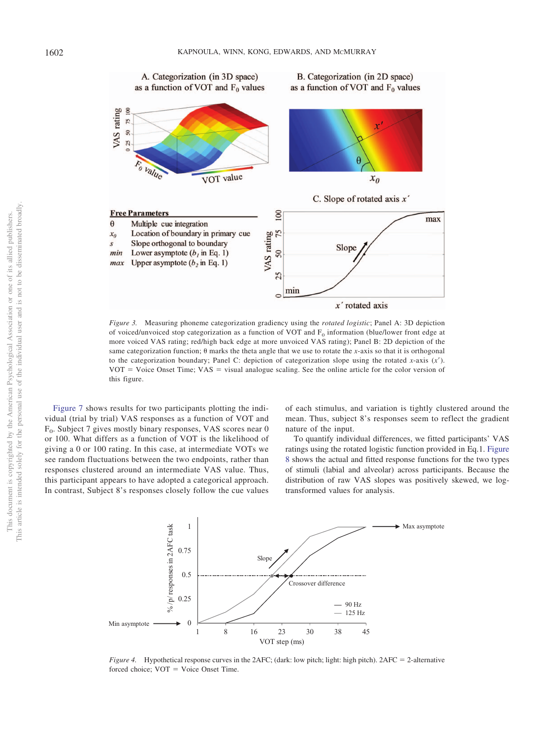Figure 3. Measuring phoneme categorization gradiency using the *rotated logistic*; Panel A: 3D depiction of voiced/unvoiced stop categorization as a function of VOT and $F_0$ information (blue/lower front edge at more voiced VAS rating; red/high back edge at more unvoiced VAS rating); Panel B: 2D depiction of the same categorization function; θ marks the theta angle that we use to rotate the *x*-axis so that it is orthogonal to the categorization boundary; Panel C: depiction of categorization slope using the rotated *x*-axis ($x'$). VOT = Voice Onset Time; VAS = visual analogue scaling. See the online article for the color version of this figure.

Figure 7 shows results for two participants plotting the individual (trial by trial) VAS responses as a function of VOT and $F_0$. Subject 7 gives mostly binary responses, VAS scores near 0 or 100. What differs as a function of VOT is the likelihood of giving a 0 or 100 rating. In this case, at intermediate VOTs we see random fluctuations between the two endpoints, rather than responses clustered around an intermediate VAS value. Thus, this participant appears to have adopted a categorical approach. In contrast, Subject 8's responses closely follow the cue values of each stimulus, and variation is tightly clustered around the mean. Thus, subject 8's responses seem to reflect the gradient nature of the input.

To quantify individual differences, we fitted participants' VAS ratings using the rotated logistic function provided in Eq.1. Figure 8 shows the actual and fitted response functions for the two types of stimuli (labial and alveolar) across participants. Because the distribution of raw VAS slopes was positively skewed, we log-transformed values for analysis.

Figure 4. Hypothetical response curves in the 2AFC; (dark: low pitch; light: high pitch). 2AFC = 2-alternative forced choice; VOT = Voice Onset Time.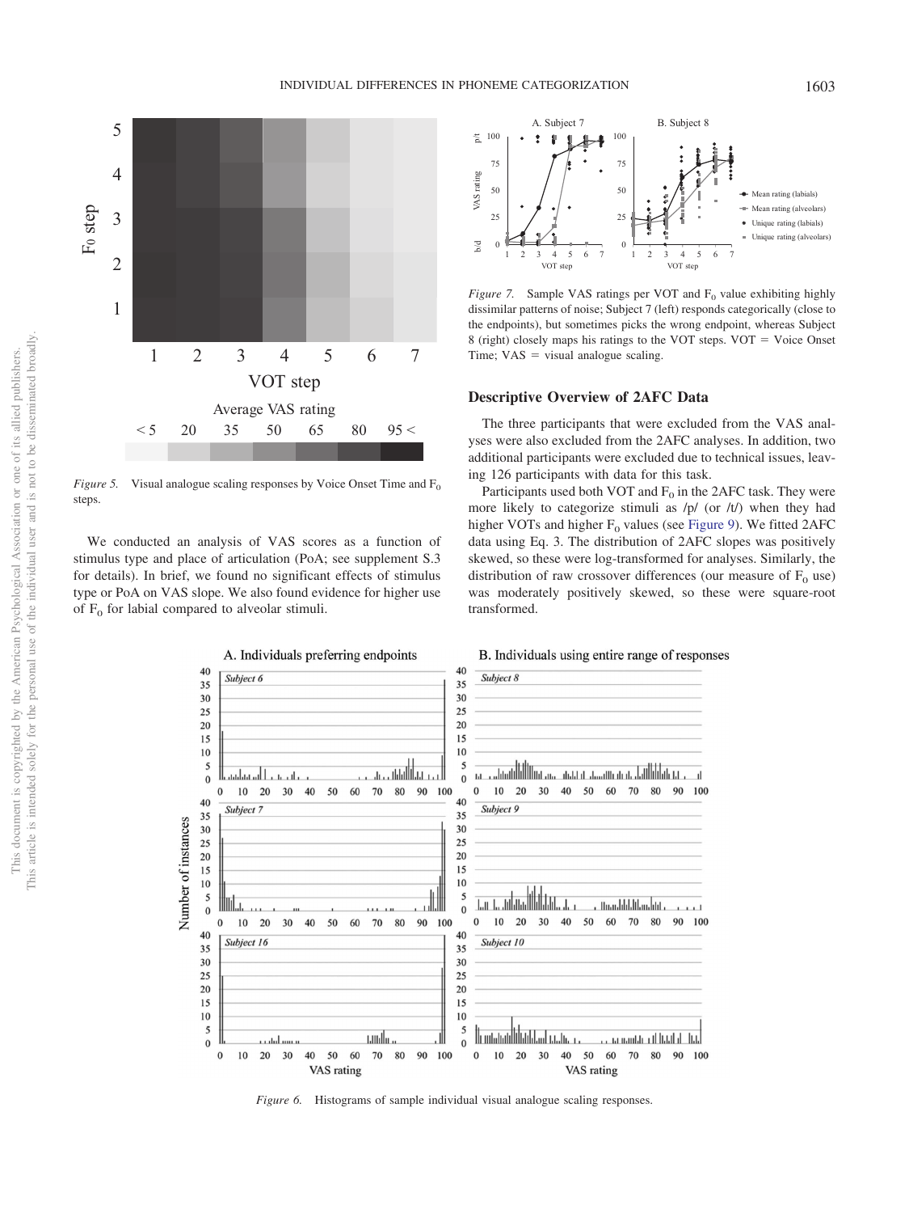*Figure 5.* Visual analogue scaling responses by Voice Onset Time and $F_0$ steps.

We conducted an analysis of VAS scores as a function of stimulus type and place of articulation (PoA; see supplement S.3 for details). In brief, we found no significant effects of stimulus type or PoA on VAS slope. We also found evidence for higher use of $F_0$ for labial compared to alveolar stimuli.

*Figure 7.* Sample VAS ratings per VOT and $F_0$ value exhibiting highly dissimilar patterns of noise; Subject 7 (left) responds categorically (close to the endpoints), but sometimes picks the wrong endpoint, whereas Subject 8 (right) closely maps his ratings to the VOT steps. VOT = Voice Onset Time; VAS = visual analogue scaling.

## Descriptive Overview of 2AFC Data

The three participants that were excluded from the VAS analyses were also excluded from the 2AFC analyses. In addition, two additional participants were excluded due to technical issues, leaving 126 participants with data for this task.

Participants used both VOT and $F_0$ in the 2AFC task. They were more likely to categorize stimuli as /p/ (or /t/) when they had higher VOTs and higher $F_0$ values (see Figure 9). We fitted 2AFC data using Eq. 3. The distribution of 2AFC slopes was positively skewed, so these were log-transformed for analyses. Similarly, the distribution of raw crossover differences (our measure of $F_0$ use) was moderately positively skewed, so these were square-root transformed.

*Figure 6.* Histograms of sample individual visual analogue scaling responses.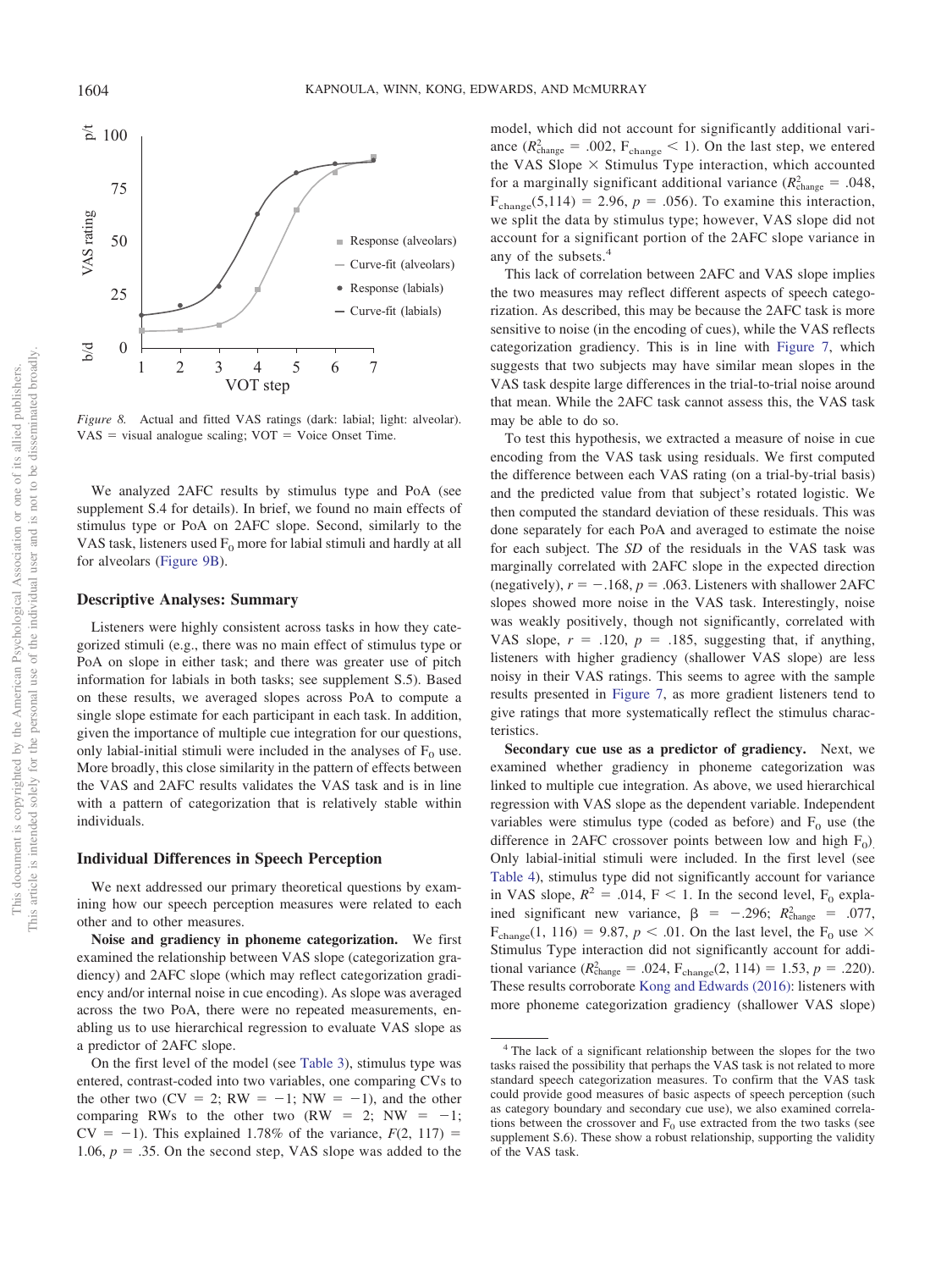Figure 8. Actual and fitted VAS ratings (dark: labial; light: alveolar). VAS = visual analogue scaling; VOT = Voice Onset Time.

We analyzed 2AFC results by stimulus type and PoA (see supplement S.4 for details). In brief, we found no main effects of stimulus type or PoA on 2AFC slope. Second, similarly to the VAS task, listeners used $F_0$ more for labial stimuli and hardly at all for alveolars (Figure 9B).

### Descriptive Analyses: Summary

Listeners were highly consistent across tasks in how they categorized stimuli (e.g., there was no main effect of stimulus type or PoA on slope in either task; and there was greater use of pitch information for labials in both tasks; see supplement S.5). Based on these results, we averaged slopes across PoA to compute a single slope estimate for each participant in each task. In addition, given the importance of multiple cue integration for our questions, only labial-initial stimuli were included in the analyses of $F_0$ use. More broadly, this close similarity in the pattern of effects between the VAS and 2AFC results validates the VAS task and is in line with a pattern of categorization that is relatively stable within individuals.

### Individual Differences in Speech Perception

We next addressed our primary theoretical questions by examining how our speech perception measures were related to each other and to other measures.

**Noise and gradiency in phoneme categorization.** We first examined the relationship between VAS slope (categorization gradiency) and 2AFC slope (which may reflect categorization gradiency and/or internal noise in cue encoding). As slope was averaged across the two PoA, there were no repeated measurements, enabling us to use hierarchical regression to evaluate VAS slope as a predictor of 2AFC slope.

On the first level of the model (see Table 3), stimulus type was entered, contrast-coded into two variables, one comparing CVs to the other two (CV = 2; RW = −1; NW = −1), and the other comparing RWs to the other two (RW = 2; NW = −1; CV = −1). This explained 1.78% of the variance, $F(2, 117) = 1.06$, $p = .35$. On the second step, VAS slope was added to the model, which did not account for significantly additional variance ($R^2_{\text{change}} = .002$, $F_{\text{change}} < 1$). On the last step, we entered the VAS Slope × Stimulus Type interaction, which accounted for a marginally significant additional variance ($R^2_{\text{change}} = .048$, $F_{\text{change}}(5,114) = 2.96$, $p = .056$). To examine this interaction, we split the data by stimulus type; however, VAS slope did not account for a significant portion of the 2AFC slope variance in any of the subsets.[4]

This lack of correlation between 2AFC and VAS slope implies the two measures may reflect different aspects of speech categorization. As described, this may be because the 2AFC task is more sensitive to noise (in the encoding of cues), while the VAS reflects categorization gradiency. This is in line with Figure 7, which suggests that two subjects may have similar mean slopes in the VAS task despite large differences in the trial-to-trial noise around that mean. While the 2AFC task cannot assess this, the VAS task may be able to do so.

To test this hypothesis, we extracted a measure of noise in cue encoding from the VAS task using residuals. We first computed the difference between each VAS rating (on a trial-by-trial basis) and the predicted value from that subject's rotated logistic. We then computed the standard deviation of these residuals. This was done separately for each PoA and averaged to estimate the noise for each subject. The *SD* of the residuals in the VAS task was marginally correlated with 2AFC slope in the expected direction (negatively), $r = -.168$, $p = .063$. Listeners with shallower 2AFC slopes showed more noise in the VAS task. Interestingly, noise was weakly positively, though not significantly, correlated with VAS slope, $r = .120$, $p = .185$, suggesting that, if anything, listeners with higher gradiency (shallower VAS slope) are less noisy in their VAS ratings. This seems to agree with the sample results presented in Figure 7, as more gradient listeners tend to give ratings that more systematically reflect the stimulus characteristics.

**Secondary cue use as a predictor of gradiency.** Next, we examined whether gradiency in phoneme categorization was linked to multiple cue integration. As above, we used hierarchical regression with VAS slope as the dependent variable. Independent variables were stimulus type (coded as before) and $F_0$ use (the difference in 2AFC crossover points between low and high $F_0$). Only labial-initial stimuli were included. In the first level (see Table 4), stimulus type did not significantly account for variance in VAS slope, $R^2 = .014$, $F < 1$. In the second level, $F_0$ explained significant new variance, $\beta = -.296$; $R^2_{\text{change}} = .077$, $F_{\text{change}}(1, 116) = 9.87$, $p < .01$. On the last level, the $F_0$ use × Stimulus Type interaction did not significantly account for additional variance ($R^2_{\text{change}} = .024$, $F_{\text{change}}(2, 114) = 1.53$, $p = .220$). These results corroborate Kong and Edwards (2016): listeners with more phoneme categorization gradiency (shallower VAS slope)

[4] The lack of a significant relationship between the slopes for the two tasks raised the possibility that perhaps the VAS task is not related to more standard speech categorization measures. To confirm that the VAS task could provide good measures of basic aspects of speech perception (such as category boundary and secondary cue use), we also examined correlations between the crossover and $F_0$ use extracted from the two tasks (see supplement S.6). These show a robust relationship, supporting the validity of the VAS task.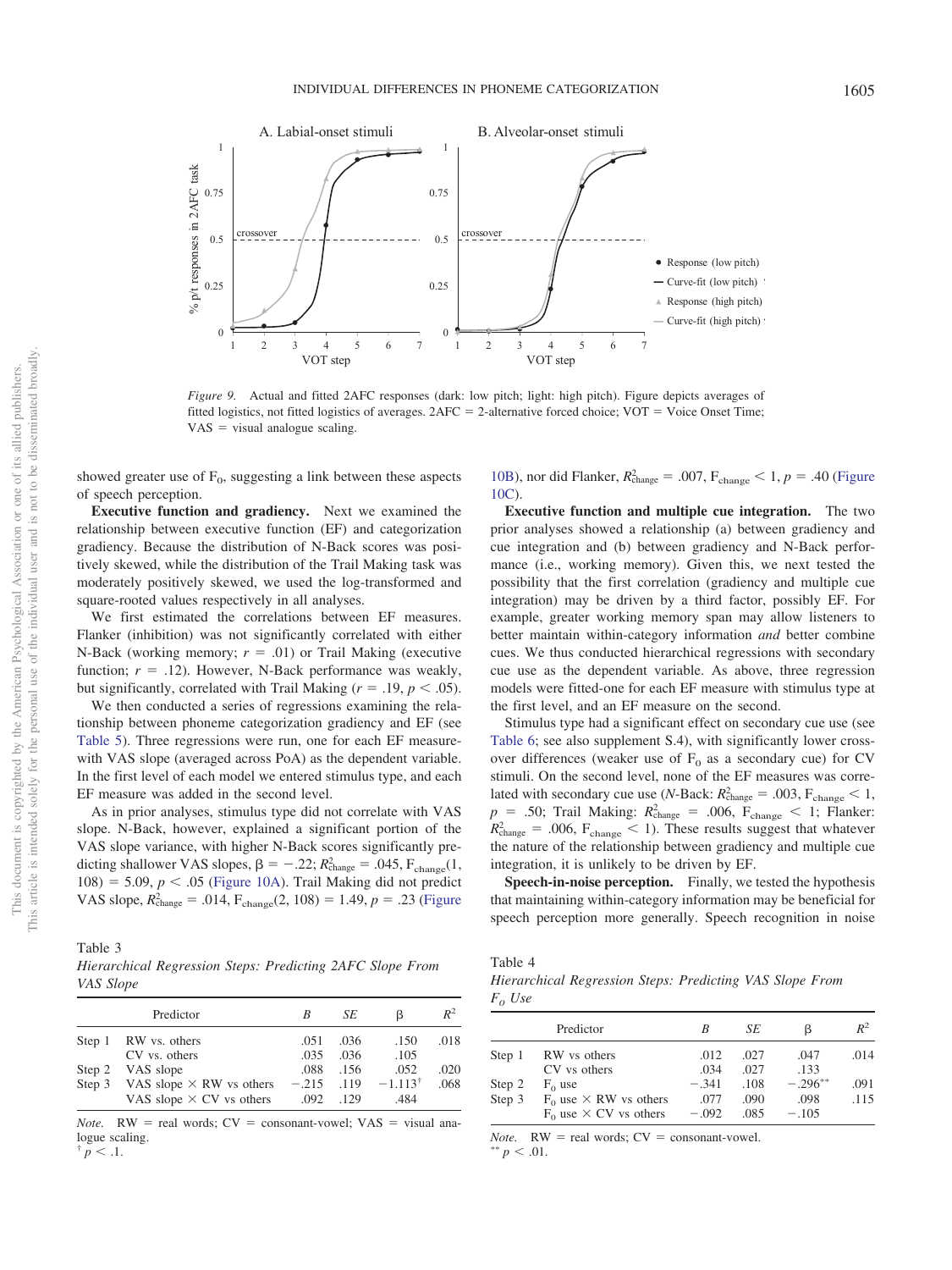*Figure 9.* Actual and fitted 2AFC responses (dark: low pitch; light: high pitch). Figure depicts averages of fitted logistics, not fitted logistics of averages. 2AFC = 2-alternative forced choice; VOT = Voice Onset Time; VAS = visual analogue scaling.

showed greater use of $F_0$, suggesting a link between these aspects of speech perception.

**Executive function and gradiency.** Next we examined the relationship between executive function (EF) and categorization gradiency. Because the distribution of N-Back scores was positively skewed, while the distribution of the Trail Making task was moderately positively skewed, we used the log-transformed and square-rooted values respectively in all analyses.

We first estimated the correlations between EF measures. Flanker (inhibition) was not significantly correlated with either N-Back (working memory; $r = .01$) or Trail Making (executive function; $r = .12$). However, N-Back performance was weakly, but significantly, correlated with Trail Making ($r = .19$, $p < .05$).

We then conducted a series of regressions examining the relationship between phoneme categorization gradiency and EF (see Table 5). Three regressions were run, one for each EF measure-with VAS slope (averaged across PoA) as the dependent variable. In the first level of each model we entered stimulus type, and each EF measure was added in the second level.

As in prior analyses, stimulus type did not correlate with VAS slope. N-Back, however, explained a significant portion of the VAS slope variance, with higher N-Back scores significantly predicting shallower VAS slopes, $\beta = -.22$; $R^2_{\text{change}} = .045$, $F_{\text{change}}(1, 108) = 5.09$, $p < .05$ (Figure 10A). Trail Making did not predict VAS slope, $R^2_{\text{change}} = .014$, $F_{\text{change}}(2, 108) = 1.49$, $p = .23$ (Figure 10B), nor did Flanker, $R^2_{\text{change}} = .007$, $F_{\text{change}} < 1$, $p = .40$ (Figure 10C).

**Executive function and multiple cue integration.** The two prior analyses showed a relationship (a) between gradiency and cue integration and (b) between gradiency and N-Back performance (i.e., working memory). Given this, we next tested the possibility that the first correlation (gradiency and multiple cue integration) may be driven by a third factor, possibly EF. For example, greater working memory span may allow listeners to better maintain within-category information *and* better combine cues. We thus conducted hierarchical regressions with secondary cue use as the dependent variable. As above, three regression models were fitted-one for each EF measure with stimulus type at the first level, and an EF measure on the second.

Stimulus type had a significant effect on secondary cue use (see Table 6; see also supplement S.4), with significantly lower crossover differences (weaker use of $F_0$ as a secondary cue) for CV stimuli. On the second level, none of the EF measures was correlated with secondary cue use (*N*-Back: $R^2_{\text{change}} = .003$, $F_{\text{change}} < 1$, $p = .50$; Trail Making: $R^2_{\text{change}} = .006$, $F_{\text{change}} < 1$; Flanker: $R^2_{\text{change}} = .006$, $F_{\text{change}} < 1$). These results suggest that whatever the nature of the relationship between gradiency and multiple cue integration, it is unlikely to be driven by EF.

**Speech-in-noise perception.** Finally, we tested the hypothesis that maintaining within-category information may be beneficial for speech perception more generally. Speech recognition in noise

Table 3
*Hierarchical Regression Steps: Predicting 2AFC Slope From VAS Slope*

| | Predictor | *B* | *SE* | β | $R^2$ |
|---|---|---|---|---|---|
| Step 1 | RW vs. others | .051 | .036 | .150 | .018 |
| | CV vs. others | .035 | .036 | .105 | |
| Step 2 | VAS slope | .088 | .156 | .052 | .020 |
| Step 3 | VAS slope × RW vs others | −.215 | .119 | $-1.113^{\dagger}$ | .068 |
| | VAS slope × CV vs others | .092 | .129 | .484 | |

*Note.* RW = real words; CV = consonant-vowel; VAS = visual analogue scaling.
$^{\dagger}$ $p < .1$.

Table 4
*Hierarchical Regression Steps: Predicting VAS Slope From $F_0$ Use*

| | Predictor | *B* | *SE* | β | $R^2$ |
|---|---|---|---|---|---|
| Step 1 | RW vs others | .012 | .027 | .047 | .014 |
| | CV vs others | .034 | .027 | .133 | |
| Step 2 | $F_0$ use | −.341 | .108 | $-.296^{**}$ | .091 |
| Step 3 | $F_0$ use × RW vs others | .077 | .090 | .098 | .115 |
| | $F_0$ use × CV vs others | −.092 | .085 | −.105 | |

*Note.* RW = real words; CV = consonant-vowel.
$^{**}$ $p < .01$.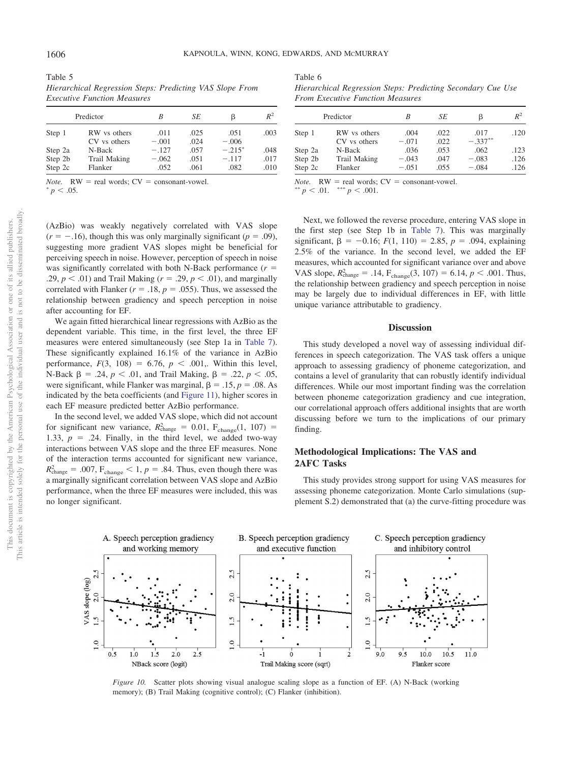Table 5

*Hierarchical Regression Steps: Predicting VAS Slope From Executive Function Measures*

| Predictor | | *B* | *SE* | β | $R^2$ |
|---|---|---|---|---|---|
| Step 1 | RW vs others | .011 | .025 | .051 | .003 |
| | CV vs others | −.001 | .024 | −.006 | |
| Step 2a | N-Back | −.127 | .057 | −.215* | .048 |
| Step 2b | Trail Making | −.062 | .051 | −.117 | .017 |
| Step 2c | Flanker | .052 | .061 | .082 | .010 |

*Note.* RW = real words; CV = consonant-vowel.
* $p < .05$.

Table 6

*Hierarchical Regression Steps: Predicting Secondary Cue Use From Executive Function Measures*

| Predictor | | *B* | *SE* | β | $R^2$ |
|---|---|---|---|---|---|
| Step 1 | RW vs others | .004 | .022 | .017 | .120 |
| | CV vs others | −.071 | .022 | −.337** | |
| Step 2a | N-Back | .036 | .053 | .062 | .123 |
| Step 2b | Trail Making | −.043 | .047 | −.083 | .126 |
| Step 2c | Flanker | −.051 | .055 | −.084 | .126 |

*Note.* RW = real words; CV = consonant-vowel.
** $p < .01$. *** $p < .001$.

(AzBio) was weakly negatively correlated with VAS slope ($r = -.16$), though this was only marginally significant ($p = .09$), suggesting more gradient VAS slopes might be beneficial for perceiving speech in noise. However, perception of speech in noise was significantly correlated with both N-Back performance ($r = .29$, $p < .01$) and Trail Making ($r = .29$, $p < .01$), and marginally correlated with Flanker ($r = .18$, $p = .055$). Thus, we assessed the relationship between gradiency and speech perception in noise after accounting for EF.

We again fitted hierarchical linear regressions with AzBio as the dependent variable. This time, in the first level, the three EF measures were entered simultaneously (see Step 1a in Table 7). These significantly explained 16.1% of the variance in AzBio performance, $F(3, 108) = 6.76$, $p < .001$,. Within this level, N-Back $\beta = .24$, $p < .01$, and Trail Making, $\beta = .22$, $p < .05$, were significant, while Flanker was marginal, $\beta = .15$, $p = .08$. As indicated by the beta coefficients (and Figure 11), higher scores in each EF measure predicted better AzBio performance.

In the second level, we added VAS slope, which did not account for significant new variance, $R^2_{\text{change}} = 0.01$, $F_{\text{change}}(1, 107) = 1.33$, $p = .24$. Finally, in the third level, we added two-way interactions between VAS slope and the three EF measures. None of the interaction terms accounted for significant new variance, $R^2_{\text{change}} = .007$, $F_{\text{change}} < 1$, $p = .84$. Thus, even though there was a marginally significant correlation between VAS slope and AzBio performance, when the three EF measures were included, this was no longer significant.

Next, we followed the reverse procedure, entering VAS slope in the first step (see Step 1b in Table 7). This was marginally significant, $\beta = -0.16$; $F(1, 110) = 2.85$, $p = .094$, explaining 2.5% of the variance. In the second level, we added the EF measures, which accounted for significant variance over and above VAS slope, $R^2_{\text{change}} = .14$, $F_{\text{change}}(3, 107) = 6.14$, $p < .001$. Thus, the relationship between gradiency and speech perception in noise may be largely due to individual differences in EF, with little unique variance attributable to gradiency.

## Discussion

This study developed a novel way of assessing individual differences in speech categorization. The VAS task offers a unique approach to assessing gradiency of phoneme categorization, and contains a level of granularity that can robustly identify individual differences. While our most important finding was the correlation between phoneme categorization gradiency and cue integration, our correlational approach offers additional insights that are worth discussing before we turn to the implications of our primary finding.

### Methodological Implications: The VAS and 2AFC Tasks

This study provides strong support for using VAS measures for assessing phoneme categorization. Monte Carlo simulations (supplement S.2) demonstrated that (a) the curve-fitting procedure was

*Figure 10.* Scatter plots showing visual analogue scaling slope as a function of EF. (A) N-Back (working memory); (B) Trail Making (cognitive control); (C) Flanker (inhibition).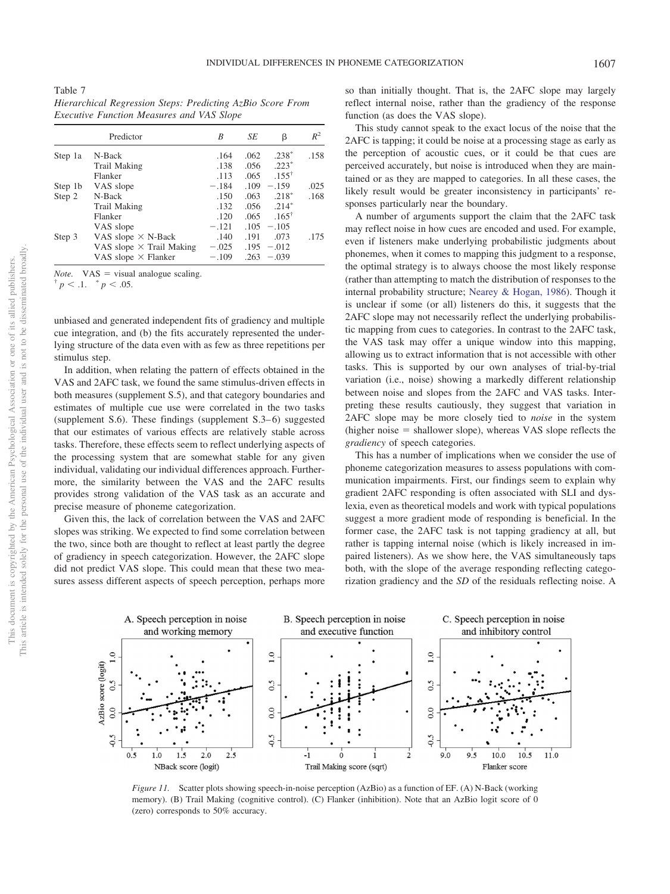Table 7
*Hierarchical Regression Steps: Predicting AzBio Score From Executive Function Measures and VAS Slope*

| | Predictor | *B* | *SE* | β | $R^2$ |
|---|---|---|---|---|---|
| Step 1a | N-Back | .164 | .062 | .238* | .158 |
| | Trail Making | .138 | .056 | .223* | |
| | Flanker | .113 | .065 | .155† | |
| Step 1b | VAS slope | −.184 | .109 | −.159 | .025 |
| Step 2 | N-Back | .150 | .063 | .218* | .168 |
| | Trail Making | .132 | .056 | .214* | |
| | Flanker | .120 | .065 | .165† | |
| | VAS slope | −.121 | .105 | −.105 | |
| Step 3 | VAS slope × N-Back | .140 | .191 | .073 | .175 |
| | VAS slope × Trail Making | −.025 | .195 | −.012 | |
| | VAS slope × Flanker | −.109 | .263 | −.039 | |

*Note.* VAS = visual analogue scaling.
† $p < .1$. * $p < .05$.

unbiased and generated independent fits of gradiency and multiple cue integration, and (b) the fits accurately represented the underlying structure of the data even with as few as three repetitions per stimulus step.

In addition, when relating the pattern of effects obtained in the VAS and 2AFC task, we found the same stimulus-driven effects in both measures (supplement S.5), and that category boundaries and estimates of multiple cue use were correlated in the two tasks (supplement S.6). These findings (supplement S.3–6) suggested that our estimates of various effects are relatively stable across tasks. Therefore, these effects seem to reflect underlying aspects of the processing system that are somewhat stable for any given individual, validating our individual differences approach. Furthermore, the similarity between the VAS and the 2AFC results provides strong validation of the VAS task as an accurate and precise measure of phoneme categorization.

Given this, the lack of correlation between the VAS and 2AFC slopes was striking. We expected to find some correlation between the two, since both are thought to reflect at least partly the degree of gradiency in speech categorization. However, the 2AFC slope did not predict VAS slope. This could mean that these two measures assess different aspects of speech perception, perhaps more so than initially thought. That is, the 2AFC slope may largely reflect internal noise, rather than the gradiency of the response function (as does the VAS slope).

This study cannot speak to the exact locus of the noise that the 2AFC is tapping; it could be noise at a processing stage as early as the perception of acoustic cues, or it could be that cues are perceived accurately, but noise is introduced when they are maintained or as they are mapped to categories. In all these cases, the likely result would be greater inconsistency in participants' responses particularly near the boundary.

A number of arguments support the claim that the 2AFC task may reflect noise in how cues are encoded and used. For example, even if listeners make underlying probabilistic judgments about phonemes, when it comes to mapping this judgment to a response, the optimal strategy is to always choose the most likely response (rather than attempting to match the distribution of responses to the internal probability structure; Nearey & Hogan, 1986). Though it is unclear if some (or all) listeners do this, it suggests that the 2AFC slope may not necessarily reflect the underlying probabilistic mapping from cues to categories. In contrast to the 2AFC task, the VAS task may offer a unique window into this mapping, allowing us to extract information that is not accessible with other tasks. This is supported by our own analyses of trial-by-trial variation (i.e., noise) showing a markedly different relationship between noise and slopes from the 2AFC and VAS tasks. Interpreting these results cautiously, they suggest that variation in 2AFC slope may be more closely tied to *noise* in the system (higher noise = shallower slope), whereas VAS slope reflects the *gradiency* of speech categories.

This has a number of implications when we consider the use of phoneme categorization measures to assess populations with communication impairments. First, our findings seem to explain why gradient 2AFC responding is often associated with SLI and dyslexia, even as theoretical models and work with typical populations suggest a more gradient mode of responding is beneficial. In the former case, the 2AFC task is not tapping gradiency at all, but rather is tapping internal noise (which is likely increased in impaired listeners). As we show here, the VAS simultaneously taps both, with the slope of the average responding reflecting categorization gradiency and the *SD* of the residuals reflecting noise. A

*Figure 11.* Scatter plots showing speech-in-noise perception (AzBio) as a function of EF. (A) N-Back (working memory). (B) Trail Making (cognitive control). (C) Flanker (inhibition). Note that an AzBio logit score of 0 (zero) corresponds to 50% accuracy.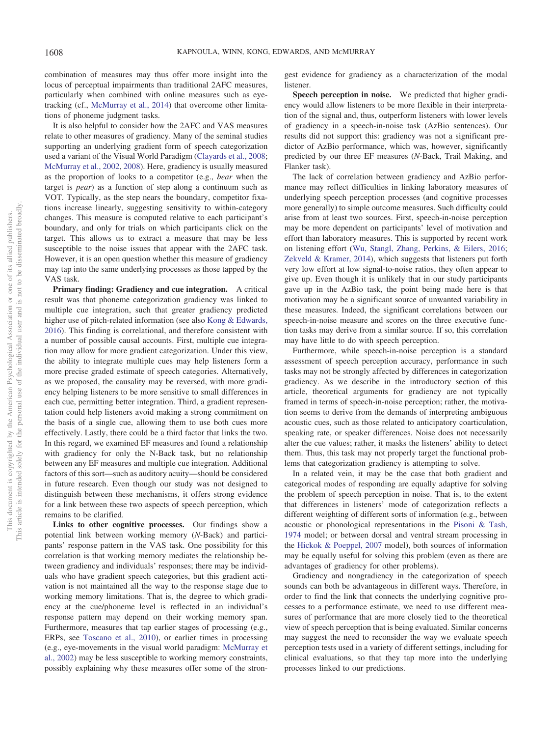combination of measures may thus offer more insight into the locus of perceptual impairments than traditional 2AFC measures, particularly when combined with online measures such as eye-tracking (cf., McMurray et al., 2014) that overcome other limitations of phoneme judgment tasks.

It is also helpful to consider how the 2AFC and VAS measures relate to other measures of gradiency. Many of the seminal studies supporting an underlying gradient form of speech categorization used a variant of the Visual World Paradigm (Clayards et al., 2008; McMurray et al., 2002, 2008). Here, gradiency is usually measured as the proportion of looks to a competitor (e.g., *bear* when the target is *pear*) as a function of step along a continuum such as VOT. Typically, as the step nears the boundary, competitor fixations increase linearly, suggesting sensitivity to within-category changes. This measure is computed relative to each participant's boundary, and only for trials on which participants click on the target. This allows us to extract a measure that may be less susceptible to the noise issues that appear with the 2AFC task. However, it is an open question whether this measure of gradiency may tap into the same underlying processes as those tapped by the VAS task.

**Primary finding: Gradiency and cue integration.** A critical result was that phoneme categorization gradiency was linked to multiple cue integration, such that greater gradiency predicted higher use of pitch-related information (see also Kong & Edwards, 2016). This finding is correlational, and therefore consistent with a number of possible causal accounts. First, multiple cue integration may allow for more gradient categorization. Under this view, the ability to integrate multiple cues may help listeners form a more precise graded estimate of speech categories. Alternatively, as we proposed, the causality may be reversed, with more gradiency helping listeners to be more sensitive to small differences in each cue, permitting better integration. Third, a gradient representation could help listeners avoid making a strong commitment on the basis of a single cue, allowing them to use both cues more effectively. Lastly, there could be a third factor that links the two. In this regard, we examined EF measures and found a relationship with gradiency for only the N-Back task, but no relationship between any EF measures and multiple cue integration. Additional factors of this sort—such as auditory acuity—should be considered in future research. Even though our study was not designed to distinguish between these mechanisms, it offers strong evidence for a link between these two aspects of speech perception, which remains to be clarified.

**Links to other cognitive processes.** Our findings show a potential link between working memory (*N*-Back) and participants' response pattern in the VAS task. One possibility for this correlation is that working memory mediates the relationship between gradiency and individuals' responses; there may be individuals who have gradient speech categories, but this gradient activation is not maintained all the way to the response stage due to working memory limitations. That is, the degree to which gradiency at the cue/phoneme level is reflected in an individual's response pattern may depend on their working memory span. Furthermore, measures that tap earlier stages of processing (e.g., ERPs, see Toscano et al., 2010), or earlier times in processing (e.g., eye-movements in the visual world paradigm: McMurray et al., 2002) may be less susceptible to working memory constraints, possibly explaining why these measures offer some of the strongest evidence for gradiency as a characterization of the modal listener.

**Speech perception in noise.** We predicted that higher gradiency would allow listeners to be more flexible in their interpretation of the signal and, thus, outperform listeners with lower levels of gradiency in a speech-in-noise task (AzBio sentences). Our results did not support this: gradiency was not a significant predictor of AzBio performance, which was, however, significantly predicted by our three EF measures (*N*-Back, Trail Making, and Flanker task).

The lack of correlation between gradiency and AzBio performance may reflect difficulties in linking laboratory measures of underlying speech perception processes (and cognitive processes more generally) to simple outcome measures. Such difficulty could arise from at least two sources. First, speech-in-noise perception may be more dependent on participants' level of motivation and effort than laboratory measures. This is supported by recent work on listening effort (Wu, Stangl, Zhang, Perkins, & Eilers, 2016; Zekveld & Kramer, 2014), which suggests that listeners put forth very low effort at low signal-to-noise ratios, they often appear to give up. Even though it is unlikely that in our study participants gave up in the AzBio task, the point being made here is that motivation may be a significant source of unwanted variability in these measures. Indeed, the significant correlations between our speech-in-noise measure and scores on the three executive function tasks may derive from a similar source. If so, this correlation may have little to do with speech perception.

Furthermore, while speech-in-noise perception is a standard assessment of speech perception accuracy, performance in such tasks may not be strongly affected by differences in categorization gradiency. As we describe in the introductory section of this article, theoretical arguments for gradiency are not typically framed in terms of speech-in-noise perception; rather, the motivation seems to derive from the demands of interpreting ambiguous acoustic cues, such as those related to anticipatory coarticulation, speaking rate, or speaker differences. Noise does not necessarily alter the cue values; rather, it masks the listeners' ability to detect them. Thus, this task may not properly target the functional problems that categorization gradiency is attempting to solve.

In a related vein, it may be the case that both gradient and categorical modes of responding are equally adaptive for solving the problem of speech perception in noise. That is, to the extent that differences in listeners' mode of categorization reflects a different weighting of different sorts of information (e.g., between acoustic or phonological representations in the Pisoni & Tash, 1974 model; or between dorsal and ventral stream processing in the Hickok & Poeppel, 2007 model), both sources of information may be equally useful for solving this problem (even as there are advantages of gradiency for other problems).

Gradiency and nongradiency in the categorization of speech sounds can both be advantageous in different ways. Therefore, in order to find the link that connects the underlying cognitive processes to a performance estimate, we need to use different measures of performance that are more closely tied to the theoretical view of speech perception that is being evaluated. Similar concerns may suggest the need to reconsider the way we evaluate speech perception tests used in a variety of different settings, including for clinical evaluations, so that they tap more into the underlying processes linked to our predictions.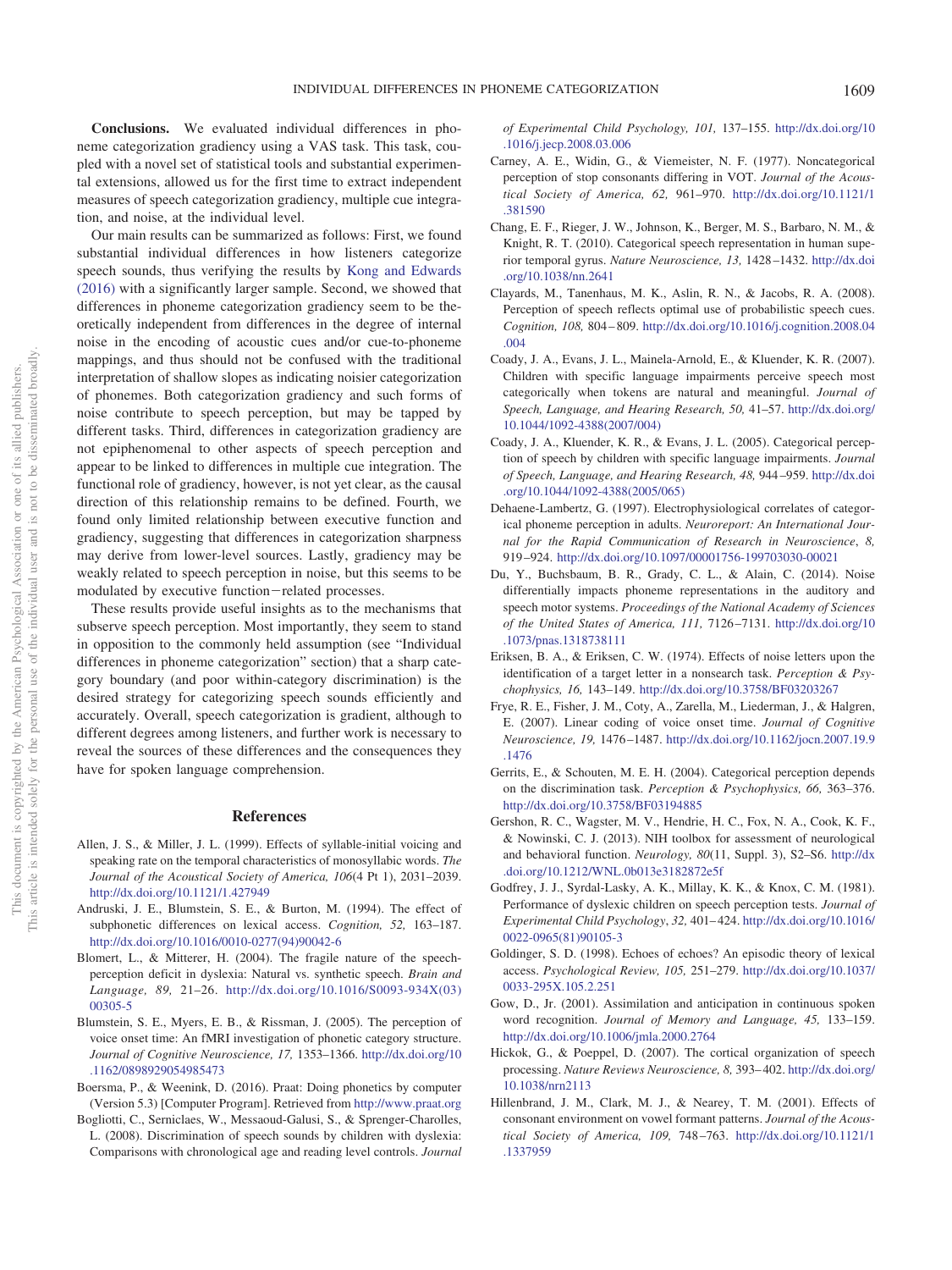**Conclusions.** We evaluated individual differences in phoneme categorization gradiency using a VAS task. This task, coupled with a novel set of statistical tools and substantial experimental extensions, allowed us for the first time to extract independent measures of speech categorization gradiency, multiple cue integration, and noise, at the individual level.

Our main results can be summarized as follows: First, we found substantial individual differences in how listeners categorize speech sounds, thus verifying the results by Kong and Edwards (2016) with a significantly larger sample. Second, we showed that differences in phoneme categorization gradiency seem to be theoretically independent from differences in the degree of internal noise in the encoding of acoustic cues and/or cue-to-phoneme mappings, and thus should not be confused with the traditional interpretation of shallow slopes as indicating noisier categorization of phonemes. Both categorization gradiency and such forms of noise contribute to speech perception, but may be tapped by different tasks. Third, differences in categorization gradiency are not epiphenomenal to other aspects of speech perception and appear to be linked to differences in multiple cue integration. The functional role of gradiency, however, is not yet clear, as the causal direction of this relationship remains to be defined. Fourth, we found only limited relationship between executive function and gradiency, suggesting that differences in categorization sharpness may derive from lower-level sources. Lastly, gradiency may be weakly related to speech perception in noise, but this seems to be modulated by executive function−related processes.

These results provide useful insights as to the mechanisms that subserve speech perception. Most importantly, they seem to stand in opposition to the commonly held assumption (see "Individual differences in phoneme categorization" section) that a sharp category boundary (and poor within-category discrimination) is the desired strategy for categorizing speech sounds efficiently and accurately. Overall, speech categorization is gradient, although to different degrees among listeners, and further work is necessary to reveal the sources of these differences and the consequences they have for spoken language comprehension.

## References

Allen, J. S., & Miller, J. L. (1999). Effects of syllable-initial voicing and speaking rate on the temporal characteristics of monosyllabic words. *The Journal of the Acoustical Society of America, 106*(4 Pt 1), 2031–2039. http://dx.doi.org/10.1121/1.427949

Andruski, J. E., Blumstein, S. E., & Burton, M. (1994). The effect of subphonetic differences on lexical access. *Cognition, 52,* 163–187. http://dx.doi.org/10.1016/0010-0277(94)90042-6

Blomert, L., & Mitterer, H. (2004). The fragile nature of the speech-perception deficit in dyslexia: Natural vs. synthetic speech. *Brain and Language, 89,* 21–26. http://dx.doi.org/10.1016/S0093-934X(03)00305-5

Blumstein, S. E., Myers, E. B., & Rissman, J. (2005). The perception of voice onset time: An fMRI investigation of phonetic category structure. *Journal of Cognitive Neuroscience, 17,* 1353–1366. http://dx.doi.org/10.1162/0898929054985473

Boersma, P., & Weenink, D. (2016). Praat: Doing phonetics by computer (Version 5.3) [Computer Program]. Retrieved from http://www.praat.org

Bogliotti, C., Serniclaes, W., Messaoud-Galusi, S., & Sprenger-Charolles, L. (2008). Discrimination of speech sounds by children with dyslexia: Comparisons with chronological age and reading level controls. *Journal of Experimental Child Psychology, 101,* 137–155. http://dx.doi.org/10.1016/j.jecp.2008.03.006

Carney, A. E., Widin, G., & Viemeister, N. F. (1977). Noncategorical perception of stop consonants differing in VOT. *Journal of the Acoustical Society of America, 62,* 961–970. http://dx.doi.org/10.1121/1.381590

Chang, E. F., Rieger, J. W., Johnson, K., Berger, M. S., Barbaro, N. M., & Knight, R. T. (2010). Categorical speech representation in human superior temporal gyrus. *Nature Neuroscience, 13,* 1428–1432. http://dx.doi.org/10.1038/nn.2641

Clayards, M., Tanenhaus, M. K., Aslin, R. N., & Jacobs, R. A. (2008). Perception of speech reflects optimal use of probabilistic speech cues. *Cognition, 108,* 804–809. http://dx.doi.org/10.1016/j.cognition.2008.04.004

Coady, J. A., Evans, J. L., Mainela-Arnold, E., & Kluender, K. R. (2007). Children with specific language impairments perceive speech most categorically when tokens are natural and meaningful. *Journal of Speech, Language, and Hearing Research, 50,* 41–57. http://dx.doi.org/10.1044/1092-4388(2007/004)

Coady, J. A., Kluender, K. R., & Evans, J. L. (2005). Categorical perception of speech by children with specific language impairments. *Journal of Speech, Language, and Hearing Research, 48,* 944–959. http://dx.doi.org/10.1044/1092-4388(2005/065)

Dehaene-Lambertz, G. (1997). Electrophysiological correlates of categorical phoneme perception in adults. *Neuroreport: An International Journal for the Rapid Communication of Research in Neuroscience*, *8,* 919–924. http://dx.doi.org/10.1097/00001756-199703030-00021

Du, Y., Buchsbaum, B. R., Grady, C. L., & Alain, C. (2014). Noise differentially impacts phoneme representations in the auditory and speech motor systems. *Proceedings of the National Academy of Sciences of the United States of America, 111,* 7126–7131. http://dx.doi.org/10.1073/pnas.1318738111

Eriksen, B. A., & Eriksen, C. W. (1974). Effects of noise letters upon the identification of a target letter in a nonsearch task. *Perception & Psychophysics, 16,* 143–149. http://dx.doi.org/10.3758/BF03203267

Frye, R. E., Fisher, J. M., Coty, A., Zarella, M., Liederman, J., & Halgren, E. (2007). Linear coding of voice onset time. *Journal of Cognitive Neuroscience, 19,* 1476–1487. http://dx.doi.org/10.1162/jocn.2007.19.9.1476

Gerrits, E., & Schouten, M. E. H. (2004). Categorical perception depends on the discrimination task. *Perception & Psychophysics, 66,* 363–376. http://dx.doi.org/10.3758/BF03194885

Gershon, R. C., Wagster, M. V., Hendrie, H. C., Fox, N. A., Cook, K. F., & Nowinski, C. J. (2013). NIH toolbox for assessment of neurological and behavioral function. *Neurology, 80*(11, Suppl. 3), S2–S6. http://dx.doi.org/10.1212/WNL.0b013e3182872e5f

Godfrey, J. J., Syrdal-Lasky, A. K., Millay, K. K., & Knox, C. M. (1981). Performance of dyslexic children on speech perception tests. *Journal of Experimental Child Psychology*, *32,* 401–424. http://dx.doi.org/10.1016/0022-0965(81)90105-3

Goldinger, S. D. (1998). Echoes of echoes? An episodic theory of lexical access. *Psychological Review, 105,* 251–279. http://dx.doi.org/10.1037/0033-295X.105.2.251

Gow, D., Jr. (2001). Assimilation and anticipation in continuous spoken word recognition. *Journal of Memory and Language, 45,* 133–159. http://dx.doi.org/10.1006/jmla.2000.2764

Hickok, G., & Poeppel, D. (2007). The cortical organization of speech processing. *Nature Reviews Neuroscience, 8,* 393–402. http://dx.doi.org/10.1038/nrn2113

Hillenbrand, J. M., Clark, M. J., & Nearey, T. M. (2001). Effects of consonant environment on vowel formant patterns. *Journal of the Acoustical Society of America, 109,* 748–763. http://dx.doi.org/10.1121/1.1337959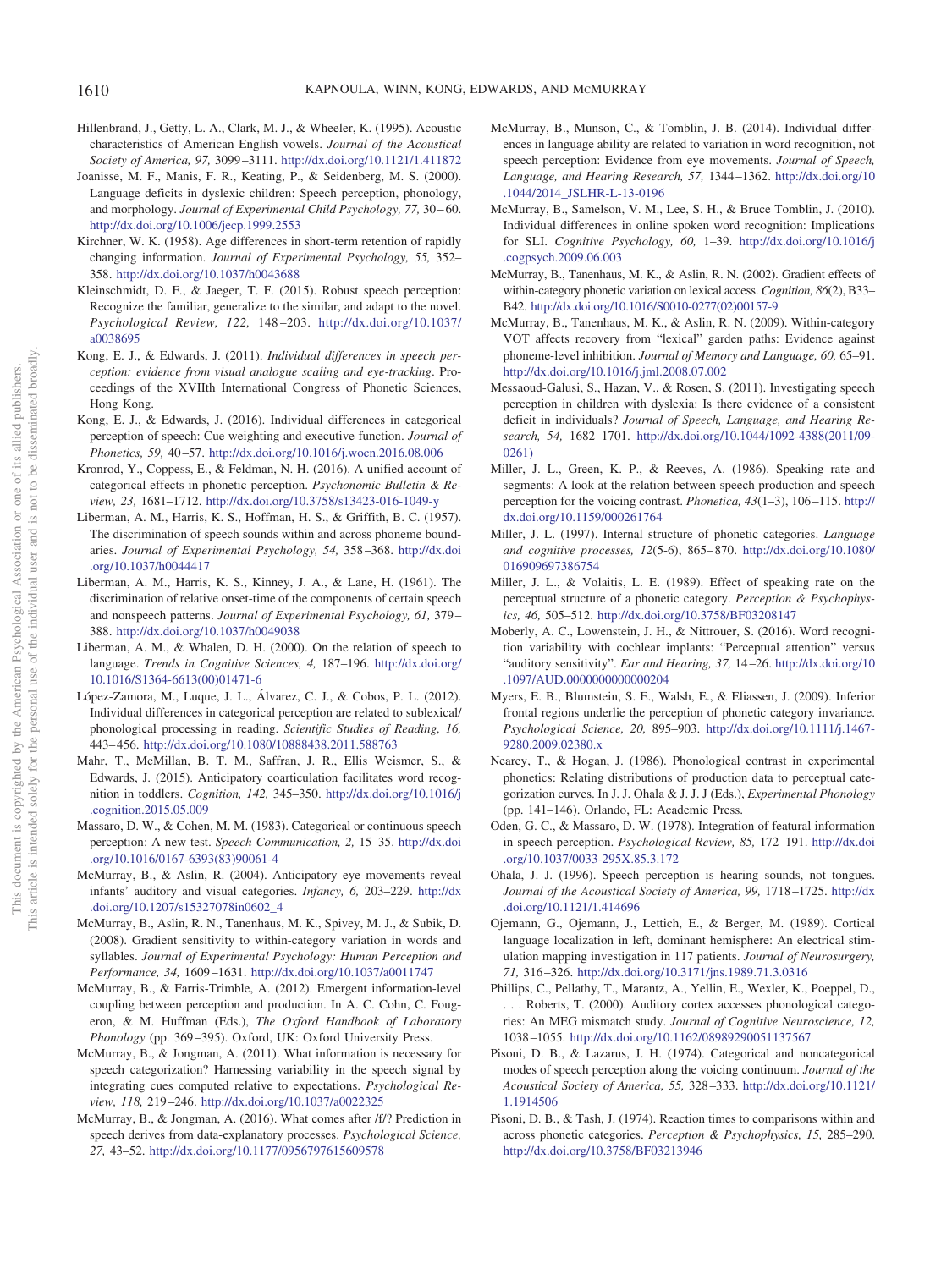Hillenbrand, J., Getty, L. A., Clark, M. J., & Wheeler, K. (1995). Acoustic characteristics of American English vowels. *Journal of the Acoustical Society of America, 97,* 3099–3111. http://dx.doi.org/10.1121/1.411872

Joanisse, M. F., Manis, F. R., Keating, P., & Seidenberg, M. S. (2000). Language deficits in dyslexic children: Speech perception, phonology, and morphology. *Journal of Experimental Child Psychology, 77,* 30–60. http://dx.doi.org/10.1006/jecp.1999.2553

Kirchner, W. K. (1958). Age differences in short-term retention of rapidly changing information. *Journal of Experimental Psychology, 55,* 352–358. http://dx.doi.org/10.1037/h0043688

Kleinschmidt, D. F., & Jaeger, T. F. (2015). Robust speech perception: Recognize the familiar, generalize to the similar, and adapt to the novel. *Psychological Review, 122,* 148–203. http://dx.doi.org/10.1037/a0038695

Kong, E. J., & Edwards, J. (2011). *Individual differences in speech perception: evidence from visual analogue scaling and eye-tracking*. Proceedings of the XVIIth International Congress of Phonetic Sciences, Hong Kong.

Kong, E. J., & Edwards, J. (2016). Individual differences in categorical perception of speech: Cue weighting and executive function. *Journal of Phonetics, 59,* 40–57. http://dx.doi.org/10.1016/j.wocn.2016.08.006

Kronrod, Y., Coppess, E., & Feldman, N. H. (2016). A unified account of categorical effects in phonetic perception. *Psychonomic Bulletin & Review, 23,* 1681–1712. http://dx.doi.org/10.3758/s13423-016-1049-y

Liberman, A. M., Harris, K. S., Hoffman, H. S., & Griffith, B. C. (1957). The discrimination of speech sounds within and across phoneme boundaries. *Journal of Experimental Psychology, 54,* 358–368. http://dx.doi.org/10.1037/h0044417

Liberman, A. M., Harris, K. S., Kinney, J. A., & Lane, H. (1961). The discrimination of relative onset-time of the components of certain speech and nonspeech patterns. *Journal of Experimental Psychology, 61,* 379–388. http://dx.doi.org/10.1037/h0049038

Liberman, A. M., & Whalen, D. H. (2000). On the relation of speech to language. *Trends in Cognitive Sciences, 4,* 187–196. http://dx.doi.org/10.1016/S1364-6613(00)01471-6

López-Zamora, M., Luque, J. L., Álvarez, C. J., & Cobos, P. L. (2012). Individual differences in categorical perception are related to sublexical/phonological processing in reading. *Scientific Studies of Reading, 16,* 443–456. http://dx.doi.org/10.1080/10888438.2011.588763

Mahr, T., McMillan, B. T. M., Saffran, J. R., Ellis Weismer, S., & Edwards, J. (2015). Anticipatory coarticulation facilitates word recognition in toddlers. *Cognition, 142,* 345–350. http://dx.doi.org/10.1016/j.cognition.2015.05.009

Massaro, D. W., & Cohen, M. M. (1983). Categorical or continuous speech perception: A new test. *Speech Communication, 2,* 15–35. http://dx.doi.org/10.1016/0167-6393(83)90061-4

McMurray, B., & Aslin, R. (2004). Anticipatory eye movements reveal infants' auditory and visual categories. *Infancy, 6,* 203–229. http://dx.doi.org/10.1207/s15327078in0602_4

McMurray, B., Aslin, R. N., Tanenhaus, M. K., Spivey, M. J., & Subik, D. (2008). Gradient sensitivity to within-category variation in words and syllables. *Journal of Experimental Psychology: Human Perception and Performance, 34,* 1609–1631. http://dx.doi.org/10.1037/a0011747

McMurray, B., & Farris-Trimble, A. (2012). Emergent information-level coupling between perception and production. In A. C. Cohn, C. Fougeron, & M. Huffman (Eds.), *The Oxford Handbook of Laboratory Phonology* (pp. 369–395). Oxford, UK: Oxford University Press.

McMurray, B., & Jongman, A. (2011). What information is necessary for speech categorization? Harnessing variability in the speech signal by integrating cues computed relative to expectations. *Psychological Review, 118,* 219–246. http://dx.doi.org/10.1037/a0022325

McMurray, B., & Jongman, A. (2016). What comes after /f/? Prediction in speech derives from data-explanatory processes. *Psychological Science, 27,* 43–52. http://dx.doi.org/10.1177/0956797615609578

McMurray, B., Munson, C., & Tomblin, J. B. (2014). Individual differences in language ability are related to variation in word recognition, not speech perception: Evidence from eye movements. *Journal of Speech, Language, and Hearing Research, 57,* 1344–1362. http://dx.doi.org/10.1044/2014_JSLHR-L-13-0196

McMurray, B., Samelson, V. M., Lee, S. H., & Bruce Tomblin, J. (2010). Individual differences in online spoken word recognition: Implications for SLI. *Cognitive Psychology, 60,* 1–39. http://dx.doi.org/10.1016/j.cogpsych.2009.06.003

McMurray, B., Tanenhaus, M. K., & Aslin, R. N. (2002). Gradient effects of within-category phonetic variation on lexical access. *Cognition, 86*(2), B33–B42. http://dx.doi.org/10.1016/S0010-0277(02)00157-9

McMurray, B., Tanenhaus, M. K., & Aslin, R. N. (2009). Within-category VOT affects recovery from "lexical" garden paths: Evidence against phoneme-level inhibition. *Journal of Memory and Language, 60,* 65–91. http://dx.doi.org/10.1016/j.jml.2008.07.002

Messaoud-Galusi, S., Hazan, V., & Rosen, S. (2011). Investigating speech perception in children with dyslexia: Is there evidence of a consistent deficit in individuals? *Journal of Speech, Language, and Hearing Research, 54,* 1682–1701. http://dx.doi.org/10.1044/1092-4388(2011/09-0261)

Miller, J. L., Green, K. P., & Reeves, A. (1986). Speaking rate and segments: A look at the relation between speech production and speech perception for the voicing contrast. *Phonetica, 43*(1–3), 106–115. http://dx.doi.org/10.1159/000261764

Miller, J. L. (1997). Internal structure of phonetic categories. *Language and cognitive processes, 12*(5-6), 865–870. http://dx.doi.org/10.1080/016909697386754

Miller, J. L., & Volaitis, L. E. (1989). Effect of speaking rate on the perceptual structure of a phonetic category. *Perception & Psychophysics, 46,* 505–512. http://dx.doi.org/10.3758/BF03208147

Moberly, A. C., Lowenstein, J. H., & Nittrouer, S. (2016). Word recognition variability with cochlear implants: "Perceptual attention" versus "auditory sensitivity". *Ear and Hearing, 37,* 14–26. http://dx.doi.org/10.1097/AUD.0000000000000204

Myers, E. B., Blumstein, S. E., Walsh, E., & Eliassen, J. (2009). Inferior frontal regions underlie the perception of phonetic category invariance. *Psychological Science, 20,* 895–903. http://dx.doi.org/10.1111/j.1467-9280.2009.02380.x

Nearey, T., & Hogan, J. (1986). Phonological contrast in experimental phonetics: Relating distributions of production data to perceptual categorization curves. In J. J. Ohala & J. J. J (Eds.), *Experimental Phonology* (pp. 141–146). Orlando, FL: Academic Press.

Oden, G. C., & Massaro, D. W. (1978). Integration of featural information in speech perception. *Psychological Review, 85,* 172–191. http://dx.doi.org/10.1037/0033-295X.85.3.172

Ohala, J. J. (1996). Speech perception is hearing sounds, not tongues. *Journal of the Acoustical Society of America, 99,* 1718–1725. http://dx.doi.org/10.1121/1.414696

Ojemann, G., Ojemann, J., Lettich, E., & Berger, M. (1989). Cortical language localization in left, dominant hemisphere: An electrical stimulation mapping investigation in 117 patients. *Journal of Neurosurgery, 71,* 316–326. http://dx.doi.org/10.3171/jns.1989.71.3.0316

Phillips, C., Pellathy, T., Marantz, A., Yellin, E., Wexler, K., Poeppel, D., . . . Roberts, T. (2000). Auditory cortex accesses phonological categories: An MEG mismatch study. *Journal of Cognitive Neuroscience, 12,* 1038–1055. http://dx.doi.org/10.1162/08989290051137567

Pisoni, D. B., & Lazarus, J. H. (1974). Categorical and noncategorical modes of speech perception along the voicing continuum. *Journal of the Acoustical Society of America, 55,* 328–333. http://dx.doi.org/10.1121/1.1914506

Pisoni, D. B., & Tash, J. (1974). Reaction times to comparisons within and across phonetic categories. *Perception & Psychophysics, 15,* 285–290. http://dx.doi.org/10.3758/BF03213946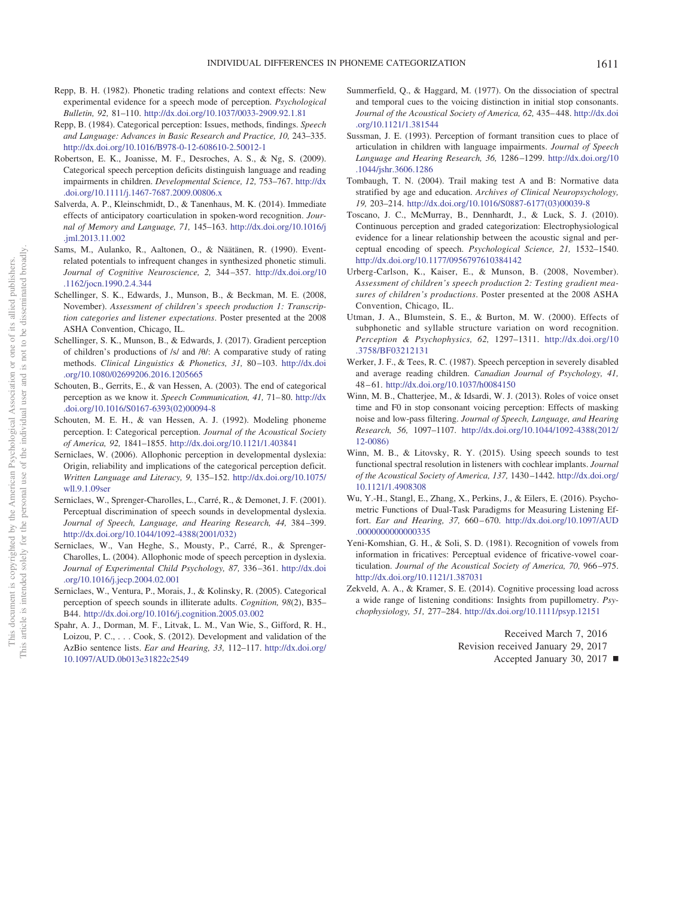Repp, B. H. (1982). Phonetic trading relations and context effects: New experimental evidence for a speech mode of perception. *Psychological Bulletin, 92,* 81–110. http://dx.doi.org/10.1037/0033-2909.92.1.81

Repp, B. (1984). Categorical perception: Issues, methods, findings. *Speech and Language: Advances in Basic Research and Practice, 10,* 243–335. http://dx.doi.org/10.1016/B978-0-12-608610-2.50012-1

Robertson, E. K., Joanisse, M. F., Desroches, A. S., & Ng, S. (2009). Categorical speech perception deficits distinguish language and reading impairments in children. *Developmental Science, 12,* 753–767. http://dx.doi.org/10.1111/j.1467-7687.2009.00806.x

Salverda, A. P., Kleinschmidt, D., & Tanenhaus, M. K. (2014). Immediate effects of anticipatory coarticulation in spoken-word recognition. *Journal of Memory and Language, 71,* 145–163. http://dx.doi.org/10.1016/j.jml.2013.11.002

Sams, M., Aulanko, R., Aaltonen, O., & Näätänen, R. (1990). Event-related potentials to infrequent changes in synthesized phonetic stimuli. *Journal of Cognitive Neuroscience, 2,* 344–357. http://dx.doi.org/10.1162/jocn.1990.2.4.344

Schellinger, S. K., Edwards, J., Munson, B., & Beckman, M. E. (2008, November). *Assessment of children's speech production 1: Transcription categories and listener expectations*. Poster presented at the 2008 ASHA Convention, Chicago, IL.

Schellinger, S. K., Munson, B., & Edwards, J. (2017). Gradient perception of children's productions of /s/ and /θ/: A comparative study of rating methods. *Clinical Linguistics & Phonetics, 31,* 80–103. http://dx.doi.org/10.1080/02699206.2016.1205665

Schouten, B., Gerrits, E., & van Hessen, A. (2003). The end of categorical perception as we know it. *Speech Communication, 41,* 71–80. http://dx.doi.org/10.1016/S0167-6393(02)00094-8

Schouten, M. E. H., & van Hessen, A. J. (1992). Modeling phoneme perception. I: Categorical perception. *Journal of the Acoustical Society of America, 92,* 1841–1855. http://dx.doi.org/10.1121/1.403841

Serniclaes, W. (2006). Allophonic perception in developmental dyslexia: Origin, reliability and implications of the categorical perception deficit. *Written Language and Literacy, 9,* 135–152. http://dx.doi.org/10.1075/wll.9.1.09ser

Serniclaes, W., Sprenger-Charolles, L., Carré, R., & Demonet, J. F. (2001). Perceptual discrimination of speech sounds in developmental dyslexia. *Journal of Speech, Language, and Hearing Research, 44,* 384–399. http://dx.doi.org/10.1044/1092-4388(2001/032)

Serniclaes, W., Van Heghe, S., Mousty, P., Carré, R., & Sprenger-Charolles, L. (2004). Allophonic mode of speech perception in dyslexia. *Journal of Experimental Child Psychology, 87,* 336–361. http://dx.doi.org/10.1016/j.jecp.2004.02.001

Serniclaes, W., Ventura, P., Morais, J., & Kolinsky, R. (2005). Categorical perception of speech sounds in illiterate adults. *Cognition, 98*(2), B35–B44. http://dx.doi.org/10.1016/j.cognition.2005.03.002

Spahr, A. J., Dorman, M. F., Litvak, L. M., Van Wie, S., Gifford, R. H., Loizou, P. C., . . . Cook, S. (2012). Development and validation of the AzBio sentence lists. *Ear and Hearing, 33,* 112–117. http://dx.doi.org/10.1097/AUD.0b013e31822c2549

Summerfield, Q., & Haggard, M. (1977). On the dissociation of spectral and temporal cues to the voicing distinction in initial stop consonants. *Journal of the Acoustical Society of America, 62,* 435–448. http://dx.doi.org/10.1121/1.381544

Sussman, J. E. (1993). Perception of formant transition cues to place of articulation in children with language impairments. *Journal of Speech Language and Hearing Research, 36,* 1286–1299. http://dx.doi.org/10.1044/jshr.3606.1286

Tombaugh, T. N. (2004). Trail making test A and B: Normative data stratified by age and education. *Archives of Clinical Neuropsychology, 19,* 203–214. http://dx.doi.org/10.1016/S0887-6177(03)00039-8

Toscano, J. C., McMurray, B., Dennhardt, J., & Luck, S. J. (2010). Continuous perception and graded categorization: Electrophysiological evidence for a linear relationship between the acoustic signal and perceptual encoding of speech. *Psychological Science, 21,* 1532–1540. http://dx.doi.org/10.1177/0956797610384142

Urberg-Carlson, K., Kaiser, E., & Munson, B. (2008, November). *Assessment of children's speech production 2: Testing gradient measures of children's productions*. Poster presented at the 2008 ASHA Convention, Chicago, IL.

Utman, J. A., Blumstein, S. E., & Burton, M. W. (2000). Effects of subphonetic and syllable structure variation on word recognition. *Perception & Psychophysics, 62,* 1297–1311. http://dx.doi.org/10.3758/BF03212131

Werker, J. F., & Tees, R. C. (1987). Speech perception in severely disabled and average reading children. *Canadian Journal of Psychology, 41,* 48–61. http://dx.doi.org/10.1037/h0084150

Winn, M. B., Chatterjee, M., & Idsardi, W. J. (2013). Roles of voice onset time and F0 in stop consonant voicing perception: Effects of masking noise and low-pass filtering. *Journal of Speech, Language, and Hearing Research, 56,* 1097–1107. http://dx.doi.org/10.1044/1092-4388(2012/12-0086)

Winn, M. B., & Litovsky, R. Y. (2015). Using speech sounds to test functional spectral resolution in listeners with cochlear implants. *Journal of the Acoustical Society of America, 137,* 1430–1442. http://dx.doi.org/10.1121/1.4908308

Wu, Y.-H., Stangl, E., Zhang, X., Perkins, J., & Eilers, E. (2016). Psychometric Functions of Dual-Task Paradigms for Measuring Listening Effort. *Ear and Hearing, 37,* 660–670. http://dx.doi.org/10.1097/AUD.0000000000000335

Yeni-Komshian, G. H., & Soli, S. D. (1981). Recognition of vowels from information in fricatives: Perceptual evidence of fricative-vowel coarticulation. *Journal of the Acoustical Society of America, 70,* 966–975. http://dx.doi.org/10.1121/1.387031

Zekveld, A. A., & Kramer, S. E. (2014). Cognitive processing load across a wide range of listening conditions: Insights from pupillometry. *Psychophysiology, 51,* 277–284. http://dx.doi.org/10.1111/psyp.12151

Received March 7, 2016
Revision received January 29, 2017
Accepted January 30, 2017 ■